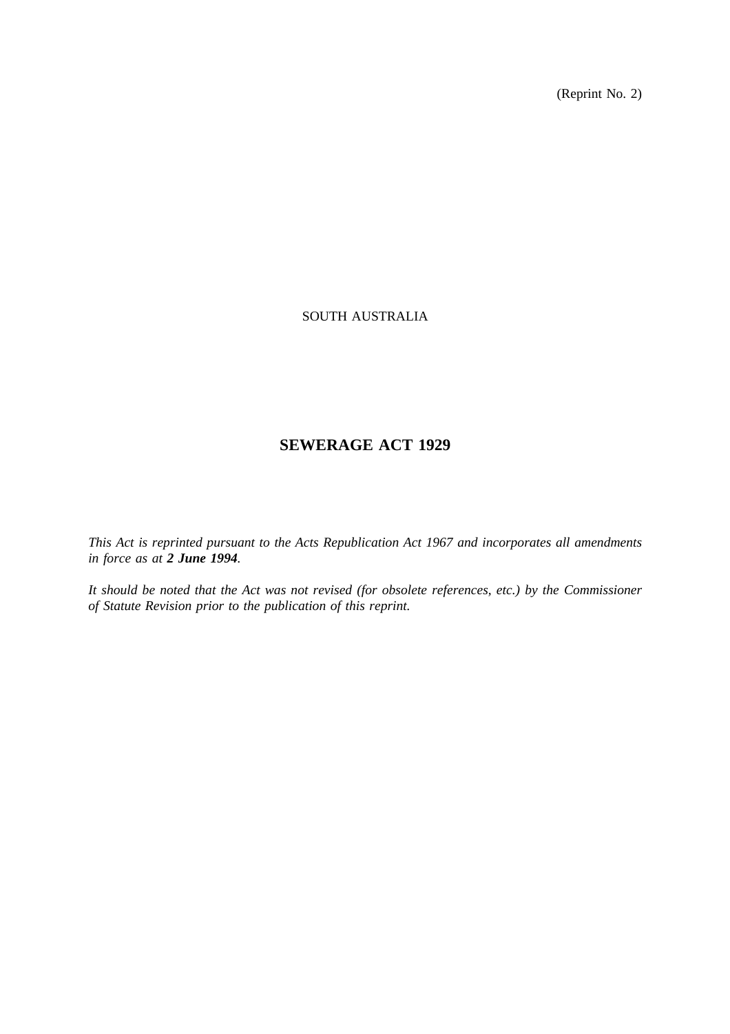(Reprint No. 2)

SOUTH AUSTRALIA

# SEWERAGE ACT 1929

*This Act is reprinted pursuant to the Acts Republication Act 1967 and incorporates all amendments in force as at **2 June 1994**.*

*It should be noted that the Act was not revised (for obsolete references, etc.) by the Commissioner of Statute Revision prior to the publication of this reprint.*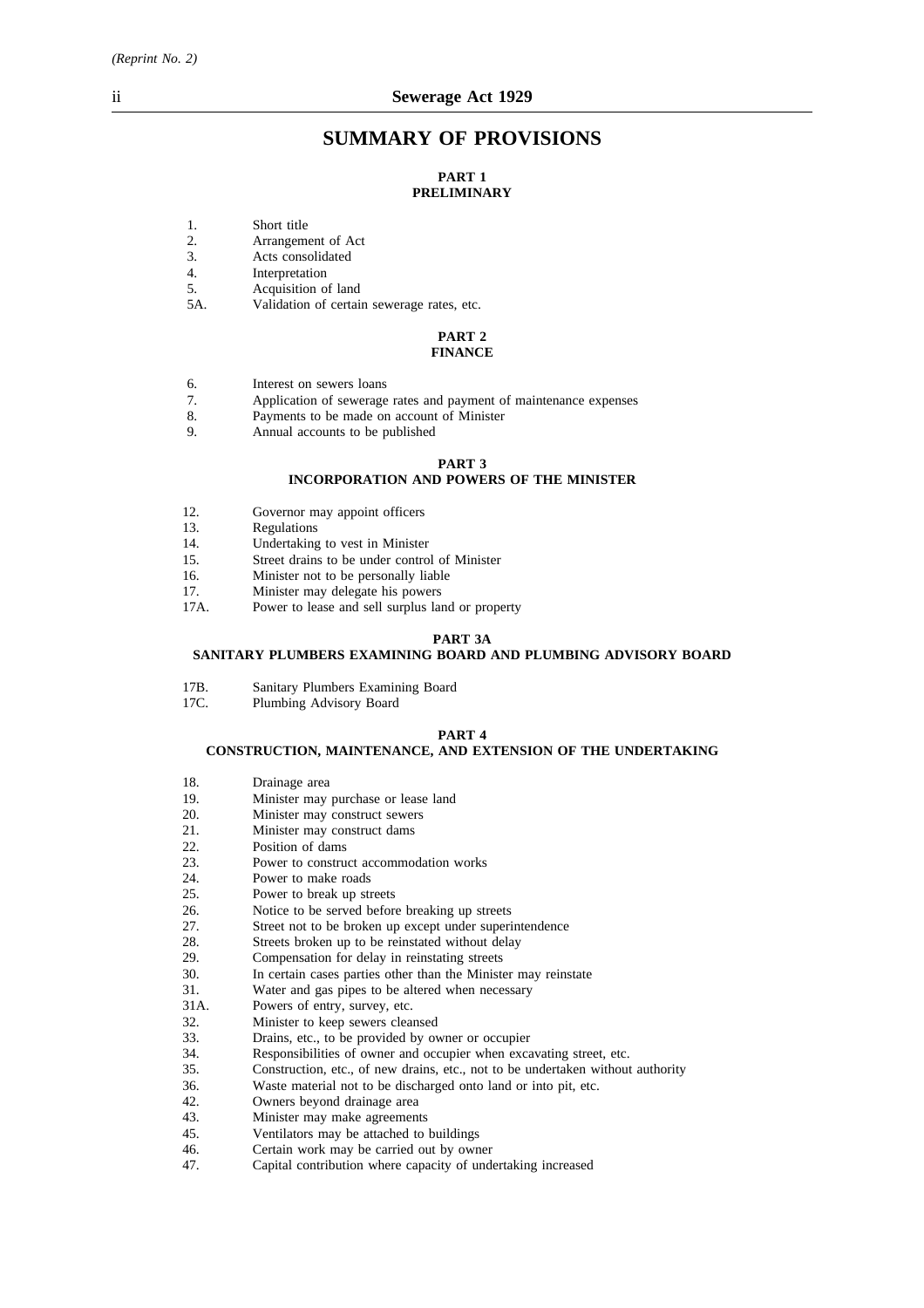# SUMMARY OF PROVISIONS

## PART 1
## PRELIMINARY

1. Short title
2. Arrangement of Act
3. Acts consolidated
4. Interpretation
5. Acquisition of land
5A. Validation of certain sewerage rates, etc.

## PART 2
## FINANCE

6. Interest on sewers loans
7. Application of sewerage rates and payment of maintenance expenses
8. Payments to be made on account of Minister
9. Annual accounts to be published

## PART 3
## INCORPORATION AND POWERS OF THE MINISTER

12. Governor may appoint officers
13. Regulations
14. Undertaking to vest in Minister
15. Street drains to be under control of Minister
16. Minister not to be personally liable
17. Minister may delegate his powers
17A. Power to lease and sell surplus land or property

## PART 3A
## SANITARY PLUMBERS EXAMINING BOARD AND PLUMBING ADVISORY BOARD

17B. Sanitary Plumbers Examining Board
17C. Plumbing Advisory Board

## PART 4
## CONSTRUCTION, MAINTENANCE, AND EXTENSION OF THE UNDERTAKING

18. Drainage area
19. Minister may purchase or lease land
20. Minister may construct sewers
21. Minister may construct dams
22. Position of dams
23. Power to construct accommodation works
24. Power to make roads
25. Power to break up streets
26. Notice to be served before breaking up streets
27. Street not to be broken up except under superintendence
28. Streets broken up to be reinstated without delay
29. Compensation for delay in reinstating streets
30. In certain cases parties other than the Minister may reinstate
31. Water and gas pipes to be altered when necessary
31A. Powers of entry, survey, etc.
32. Minister to keep sewers cleansed
33. Drains, etc., to be provided by owner or occupier
34. Responsibilities of owner and occupier when excavating street, etc.
35. Construction, etc., of new drains, etc., not to be undertaken without authority
36. Waste material not to be discharged onto land or into pit, etc.
42. Owners beyond drainage area
43. Minister may make agreements
45. Ventilators may be attached to buildings
46. Certain work may be carried out by owner
47. Capital contribution where capacity of undertaking increased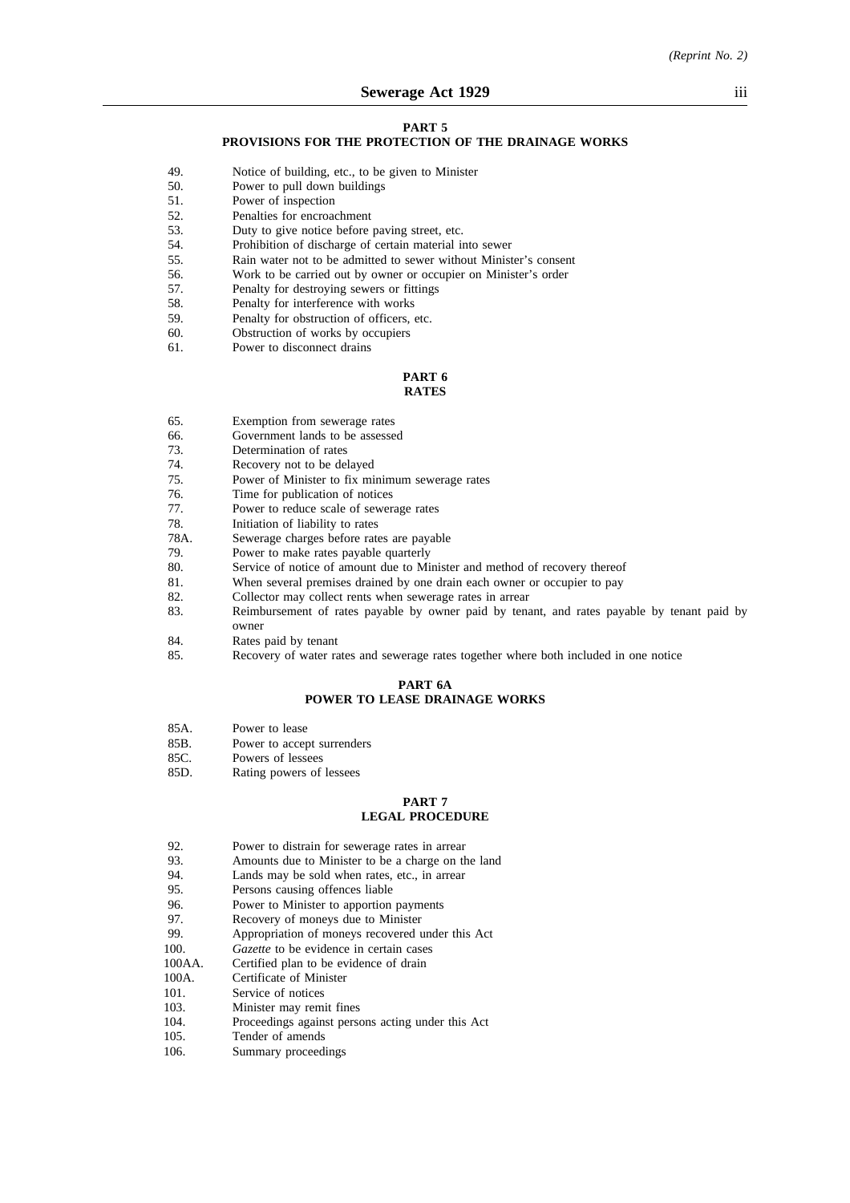## PART 5
## PROVISIONS FOR THE PROTECTION OF THE DRAINAGE WORKS

49. Notice of building, etc., to be given to Minister
50. Power to pull down buildings
51. Power of inspection
52. Penalties for encroachment
53. Duty to give notice before paving street, etc.
54. Prohibition of discharge of certain material into sewer
55. Rain water not to be admitted to sewer without Minister's consent
56. Work to be carried out by owner or occupier on Minister's order
57. Penalty for destroying sewers or fittings
58. Penalty for interference with works
59. Penalty for obstruction of officers, etc.
60. Obstruction of works by occupiers
61. Power to disconnect drains

## PART 6
## RATES

65. Exemption from sewerage rates
66. Government lands to be assessed
73. Determination of rates
74. Recovery not to be delayed
75. Power of Minister to fix minimum sewerage rates
76. Time for publication of notices
77. Power to reduce scale of sewerage rates
78. Initiation of liability to rates
78A. Sewerage charges before rates are payable
79. Power to make rates payable quarterly
80. Service of notice of amount due to Minister and method of recovery thereof
81. When several premises drained by one drain each owner or occupier to pay
82. Collector may collect rents when sewerage rates in arrear
83. Reimbursement of rates payable by owner paid by tenant, and rates payable by tenant paid by owner
84. Rates paid by tenant
85. Recovery of water rates and sewerage rates together where both included in one notice

## PART 6A
## POWER TO LEASE DRAINAGE WORKS

85A. Power to lease
85B. Power to accept surrenders
85C. Powers of lessees
85D. Rating powers of lessees

## PART 7
## LEGAL PROCEDURE

92. Power to distrain for sewerage rates in arrear
93. Amounts due to Minister to be a charge on the land
94. Lands may be sold when rates, etc., in arrear
95. Persons causing offences liable
96. Power to Minister to apportion payments
97. Recovery of moneys due to Minister
99. Appropriation of moneys recovered under this Act
100. *Gazette* to be evidence in certain cases
100AA. Certified plan to be evidence of drain
100A. Certificate of Minister
101. Service of notices
103. Minister may remit fines
104. Proceedings against persons acting under this Act
105. Tender of amends
106. Summary proceedings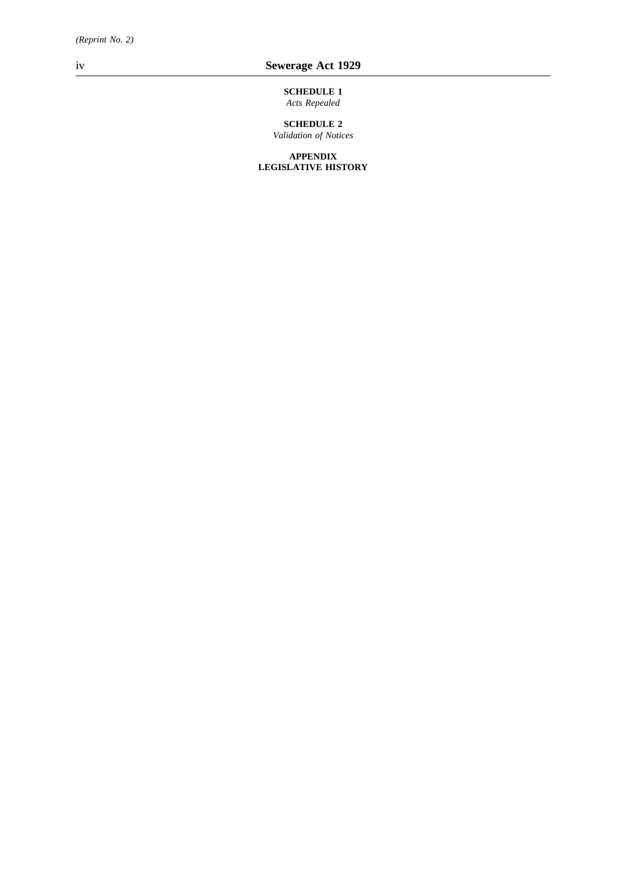**SCHEDULE 1**
*Acts Repealed*

**SCHEDULE 2**
*Validation of Notices*

**APPENDIX**
**LEGISLATIVE HISTORY**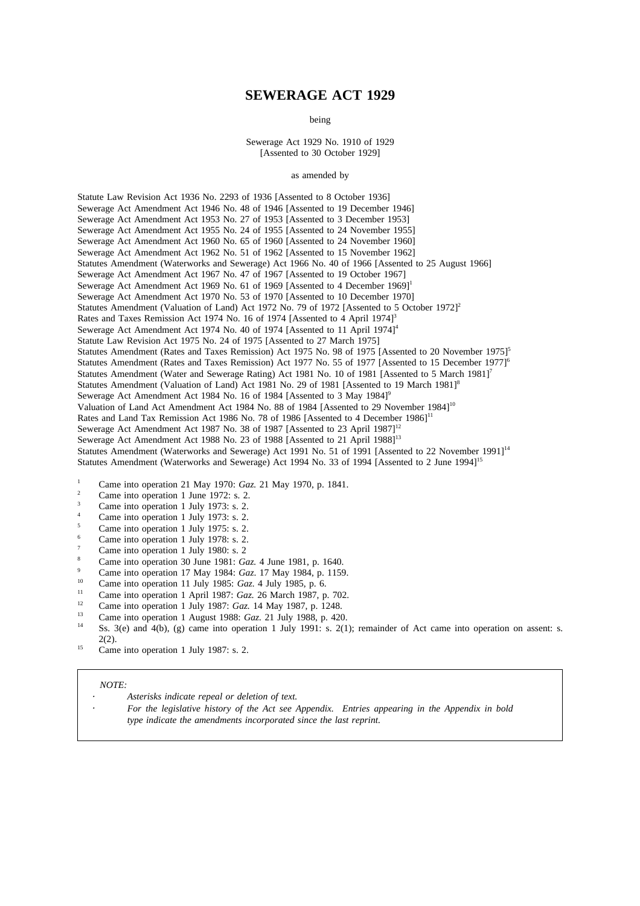# SEWERAGE ACT 1929

being

Sewerage Act 1929 No. 1910 of 1929
[Assented to 30 October 1929]

as amended by

Statute Law Revision Act 1936 No. 2293 of 1936 [Assented to 8 October 1936]
Sewerage Act Amendment Act 1946 No. 48 of 1946 [Assented to 19 December 1946]
Sewerage Act Amendment Act 1953 No. 27 of 1953 [Assented to 3 December 1953]
Sewerage Act Amendment Act 1955 No. 24 of 1955 [Assented to 24 November 1955]
Sewerage Act Amendment Act 1960 No. 65 of 1960 [Assented to 24 November 1960]
Sewerage Act Amendment Act 1962 No. 51 of 1962 [Assented to 15 November 1962]
Statutes Amendment (Waterworks and Sewerage) Act 1966 No. 40 of 1966 [Assented to 25 August 1966]
Sewerage Act Amendment Act 1967 No. 47 of 1967 [Assented to 19 October 1967]
Sewerage Act Amendment Act 1969 No. 61 of 1969 [Assented to 4 December 1969][1]
Sewerage Act Amendment Act 1970 No. 53 of 1970 [Assented to 10 December 1970]
Statutes Amendment (Valuation of Land) Act 1972 No. 79 of 1972 [Assented to 5 October 1972][2]
Rates and Taxes Remission Act 1974 No. 16 of 1974 [Assented to 4 April 1974][3]
Sewerage Act Amendment Act 1974 No. 40 of 1974 [Assented to 11 April 1974][4]
Statute Law Revision Act 1975 No. 24 of 1975 [Assented to 27 March 1975]
Statutes Amendment (Rates and Taxes Remission) Act 1975 No. 98 of 1975 [Assented to 20 November 1975][5]
Statutes Amendment (Rates and Taxes Remission) Act 1977 No. 55 of 1977 [Assented to 15 December 1977][6]
Statutes Amendment (Water and Sewerage Rating) Act 1981 No. 10 of 1981 [Assented to 5 March 1981][7]
Statutes Amendment (Valuation of Land) Act 1981 No. 29 of 1981 [Assented to 19 March 1981][8]
Sewerage Act Amendment Act 1984 No. 16 of 1984 [Assented to 3 May 1984][9]
Valuation of Land Act Amendment Act 1984 No. 88 of 1984 [Assented to 29 November 1984][10]
Rates and Land Tax Remission Act 1986 No. 78 of 1986 [Assented to 4 December 1986][11]
Sewerage Act Amendment Act 1987 No. 38 of 1987 [Assented to 23 April 1987][12]
Sewerage Act Amendment Act 1988 No. 23 of 1988 [Assented to 21 April 1988][13]
Statutes Amendment (Waterworks and Sewerage) Act 1991 No. 51 of 1991 [Assented to 22 November 1991][14]
Statutes Amendment (Waterworks and Sewerage) Act 1994 No. 33 of 1994 [Assented to 2 June 1994][15]

[1] Came into operation 21 May 1970: *Gaz.* 21 May 1970, p. 1841.
[2] Came into operation 1 June 1972: s. 2.
[3] Came into operation 1 July 1973: s. 2.
[4] Came into operation 1 July 1973: s. 2.
[5] Came into operation 1 July 1975: s. 2.
[6] Came into operation 1 July 1978: s. 2.
[7] Came into operation 1 July 1980: s. 2
[8] Came into operation 30 June 1981: *Gaz.* 4 June 1981, p. 1640.
[9] Came into operation 17 May 1984: *Gaz.* 17 May 1984, p. 1159.
[10] Came into operation 11 July 1985: *Gaz.* 4 July 1985, p. 6.
[11] Came into operation 1 April 1987: *Gaz.* 26 March 1987, p. 702.
[12] Came into operation 1 July 1987: *Gaz.* 14 May 1987, p. 1248.
[13] Came into operation 1 August 1988: *Gaz.* 21 July 1988, p. 420.
[14] Ss. 3(e) and 4(b), (g) came into operation 1 July 1991: s. 2(1); remainder of Act came into operation on assent: s. 2(2).
[15] Came into operation 1 July 1987: s. 2.

*NOTE:*

- *Asterisks indicate repeal or deletion of text.*
- *For the legislative history of the Act see Appendix. Entries appearing in the Appendix in bold type indicate the amendments incorporated since the last reprint.*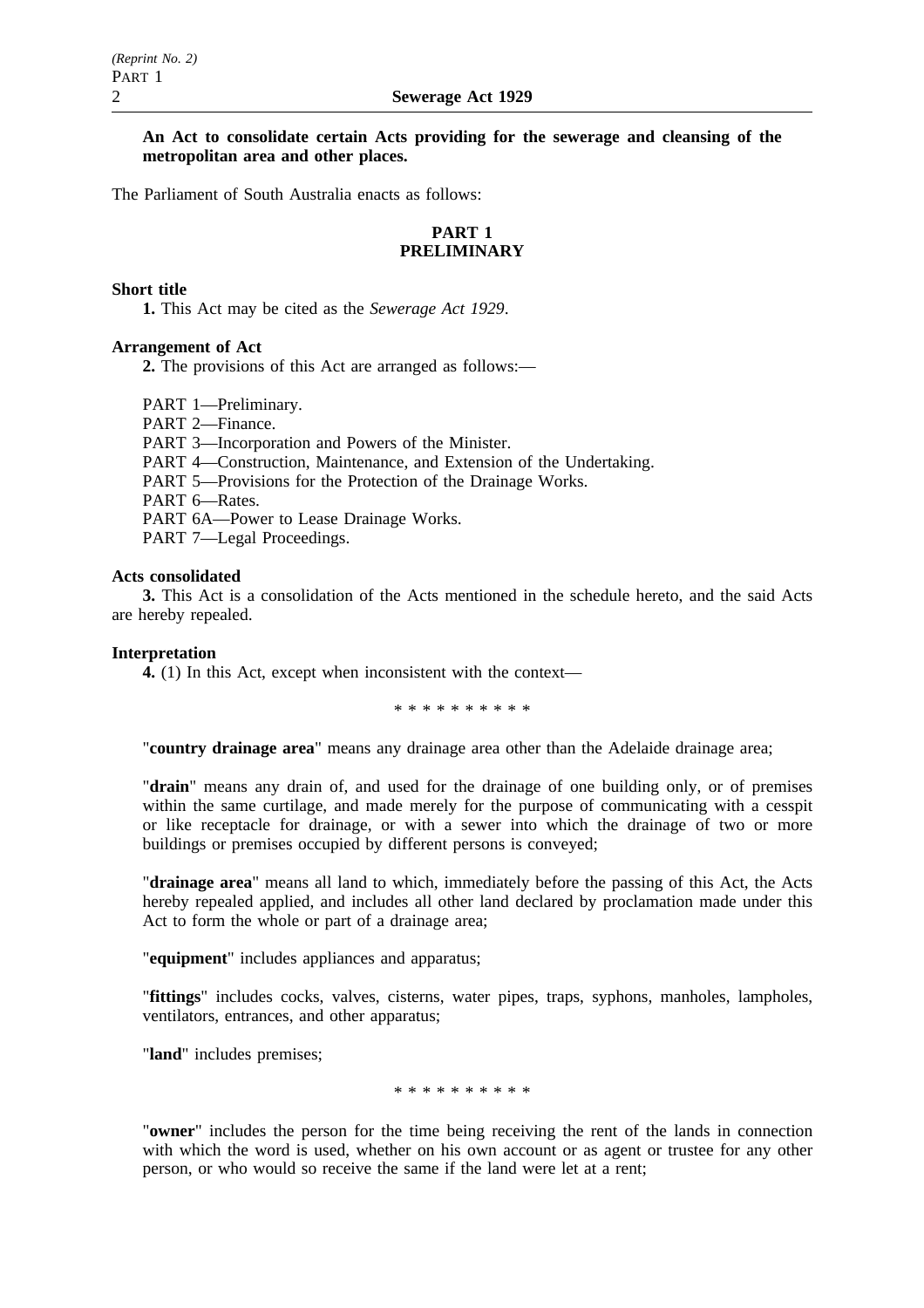**An Act to consolidate certain Acts providing for the sewerage and cleansing of the metropolitan area and other places.**

The Parliament of South Australia enacts as follows:

## PART 1
## PRELIMINARY

**Short title**

**1.** This Act may be cited as the *Sewerage Act 1929*.

**Arrangement of Act**

**2.** The provisions of this Act are arranged as follows:—

PART 1—Preliminary.
PART 2—Finance.
PART 3—Incorporation and Powers of the Minister.
PART 4—Construction, Maintenance, and Extension of the Undertaking.
PART 5—Provisions for the Protection of the Drainage Works.
PART 6—Rates.
PART 6A—Power to Lease Drainage Works.
PART 7—Legal Proceedings.

**Acts consolidated**

**3.** This Act is a consolidation of the Acts mentioned in the schedule hereto, and the said Acts are hereby repealed.

**Interpretation**

**4.** (1) In this Act, except when inconsistent with the context—

\* \* \* \* \* \* \* \* \* \*

"**country drainage area**" means any drainage area other than the Adelaide drainage area;

"**drain**" means any drain of, and used for the drainage of one building only, or of premises within the same curtilage, and made merely for the purpose of communicating with a cesspit or like receptacle for drainage, or with a sewer into which the drainage of two or more buildings or premises occupied by different persons is conveyed;

"**drainage area**" means all land to which, immediately before the passing of this Act, the Acts hereby repealed applied, and includes all other land declared by proclamation made under this Act to form the whole or part of a drainage area;

"**equipment**" includes appliances and apparatus;

"**fittings**" includes cocks, valves, cisterns, water pipes, traps, syphons, manholes, lampholes, ventilators, entrances, and other apparatus;

"**land**" includes premises;

\* \* \* \* \* \* \* \* \* \*

"**owner**" includes the person for the time being receiving the rent of the lands in connection with which the word is used, whether on his own account or as agent or trustee for any other person, or who would so receive the same if the land were let at a rent;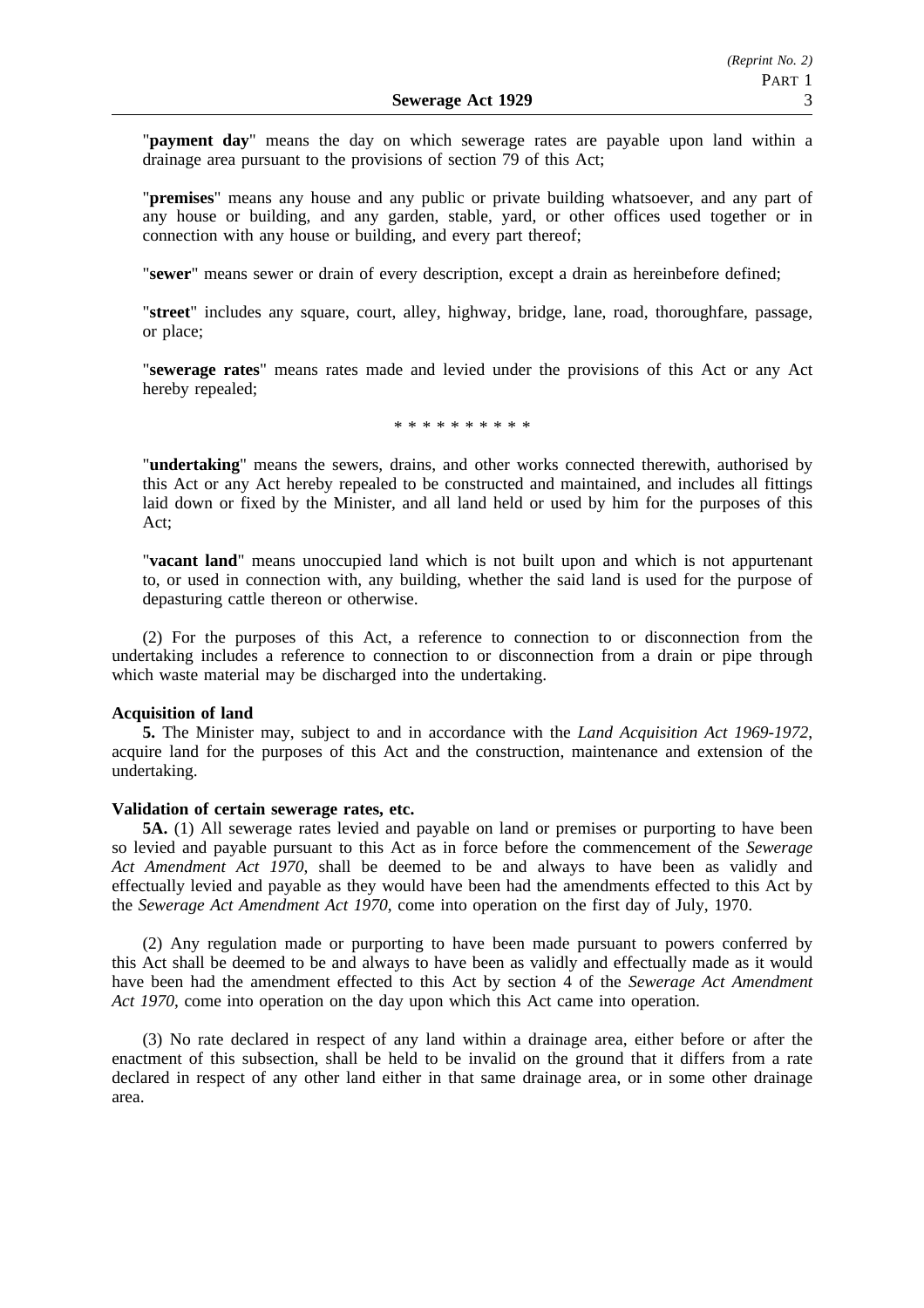"**payment day**" means the day on which sewerage rates are payable upon land within a drainage area pursuant to the provisions of section 79 of this Act;

"**premises**" means any house and any public or private building whatsoever, and any part of any house or building, and any garden, stable, yard, or other offices used together or in connection with any house or building, and every part thereof;

"**sewer**" means sewer or drain of every description, except a drain as hereinbefore defined;

"**street**" includes any square, court, alley, highway, bridge, lane, road, thoroughfare, passage, or place;

"**sewerage rates**" means rates made and levied under the provisions of this Act or any Act hereby repealed;

\* \* \* \* \* \* \* \* \* \*

"**undertaking**" means the sewers, drains, and other works connected therewith, authorised by this Act or any Act hereby repealed to be constructed and maintained, and includes all fittings laid down or fixed by the Minister, and all land held or used by him for the purposes of this Act;

"**vacant land**" means unoccupied land which is not built upon and which is not appurtenant to, or used in connection with, any building, whether the said land is used for the purpose of depasturing cattle thereon or otherwise.

(2) For the purposes of this Act, a reference to connection to or disconnection from the undertaking includes a reference to connection to or disconnection from a drain or pipe through which waste material may be discharged into the undertaking.

**Acquisition of land**

**5.** The Minister may, subject to and in accordance with the *Land Acquisition Act 1969-1972*, acquire land for the purposes of this Act and the construction, maintenance and extension of the undertaking.

**Validation of certain sewerage rates, etc.**

**5A.** (1) All sewerage rates levied and payable on land or premises or purporting to have been so levied and payable pursuant to this Act as in force before the commencement of the *Sewerage Act Amendment Act 1970*, shall be deemed to be and always to have been as validly and effectually levied and payable as they would have been had the amendments effected to this Act by the *Sewerage Act Amendment Act 1970*, come into operation on the first day of July, 1970.

(2) Any regulation made or purporting to have been made pursuant to powers conferred by this Act shall be deemed to be and always to have been as validly and effectually made as it would have been had the amendment effected to this Act by section 4 of the *Sewerage Act Amendment Act 1970*, come into operation on the day upon which this Act came into operation.

(3) No rate declared in respect of any land within a drainage area, either before or after the enactment of this subsection, shall be held to be invalid on the ground that it differs from a rate declared in respect of any other land either in that same drainage area, or in some other drainage area.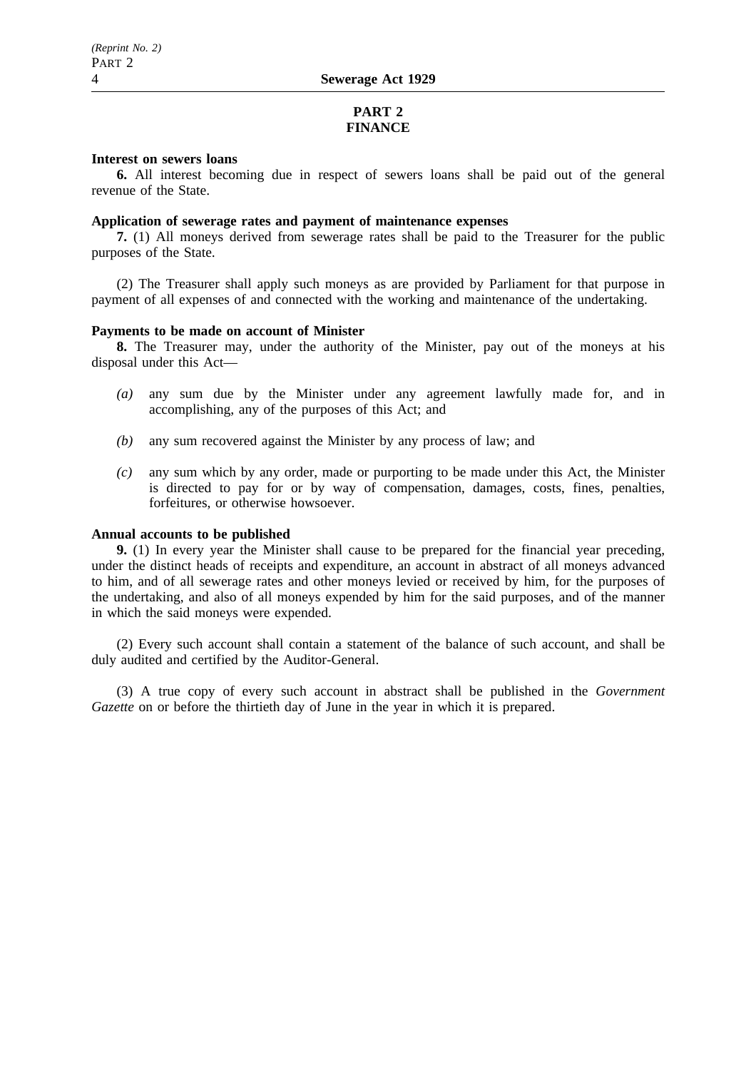## PART 2
## FINANCE

**Interest on sewers loans**

**6.** All interest becoming due in respect of sewers loans shall be paid out of the general revenue of the State.

**Application of sewerage rates and payment of maintenance expenses**

**7.** (1) All moneys derived from sewerage rates shall be paid to the Treasurer for the public purposes of the State.

(2) The Treasurer shall apply such moneys as are provided by Parliament for that purpose in payment of all expenses of and connected with the working and maintenance of the undertaking.

**Payments to be made on account of Minister**

**8.** The Treasurer may, under the authority of the Minister, pay out of the moneys at his disposal under this Act—

- *(a)* any sum due by the Minister under any agreement lawfully made for, and in accomplishing, any of the purposes of this Act; and
- *(b)* any sum recovered against the Minister by any process of law; and
- *(c)* any sum which by any order, made or purporting to be made under this Act, the Minister is directed to pay for or by way of compensation, damages, costs, fines, penalties, forfeitures, or otherwise howsoever.

**Annual accounts to be published**

**9.** (1) In every year the Minister shall cause to be prepared for the financial year preceding, under the distinct heads of receipts and expenditure, an account in abstract of all moneys advanced to him, and of all sewerage rates and other moneys levied or received by him, for the purposes of the undertaking, and also of all moneys expended by him for the said purposes, and of the manner in which the said moneys were expended.

(2) Every such account shall contain a statement of the balance of such account, and shall be duly audited and certified by the Auditor-General.

(3) A true copy of every such account in abstract shall be published in the *Government Gazette* on or before the thirtieth day of June in the year in which it is prepared.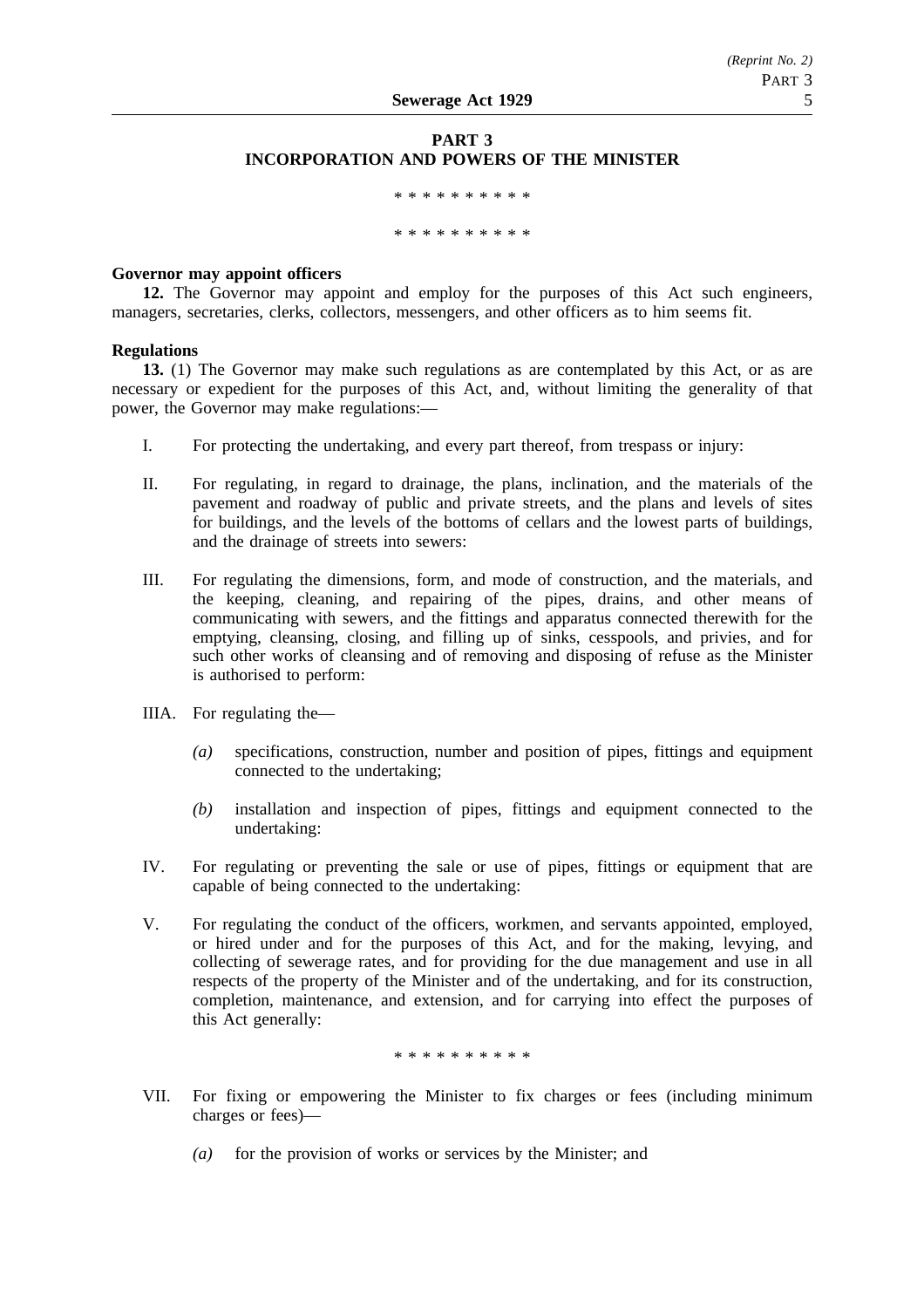## PART 3
## INCORPORATION AND POWERS OF THE MINISTER

\* \* \* \* \* \* \* \* \* \*

\* \* \* \* \* \* \* \* \* \*

**Governor may appoint officers**

**12.** The Governor may appoint and employ for the purposes of this Act such engineers, managers, secretaries, clerks, collectors, messengers, and other officers as to him seems fit.

**Regulations**

**13.** (1) The Governor may make such regulations as are contemplated by this Act, or as are necessary or expedient for the purposes of this Act, and, without limiting the generality of that power, the Governor may make regulations:—

I. For protecting the undertaking, and every part thereof, from trespass or injury:

II. For regulating, in regard to drainage, the plans, inclination, and the materials of the pavement and roadway of public and private streets, and the plans and levels of sites for buildings, and the levels of the bottoms of cellars and the lowest parts of buildings, and the drainage of streets into sewers:

III. For regulating the dimensions, form, and mode of construction, and the materials, and the keeping, cleaning, and repairing of the pipes, drains, and other means of communicating with sewers, and the fittings and apparatus connected therewith for the emptying, cleansing, closing, and filling up of sinks, cesspools, and privies, and for such other works of cleansing and of removing and disposing of refuse as the Minister is authorised to perform:

IIIA. For regulating the—

*(a)* specifications, construction, number and position of pipes, fittings and equipment connected to the undertaking;

*(b)* installation and inspection of pipes, fittings and equipment connected to the undertaking:

IV. For regulating or preventing the sale or use of pipes, fittings or equipment that are capable of being connected to the undertaking:

V. For regulating the conduct of the officers, workmen, and servants appointed, employed, or hired under and for the purposes of this Act, and for the making, levying, and collecting of sewerage rates, and for providing for the due management and use in all respects of the property of the Minister and of the undertaking, and for its construction, completion, maintenance, and extension, and for carrying into effect the purposes of this Act generally:

\* \* \* \* \* \* \* \* \* \*

VII. For fixing or empowering the Minister to fix charges or fees (including minimum charges or fees)—

*(a)* for the provision of works or services by the Minister; and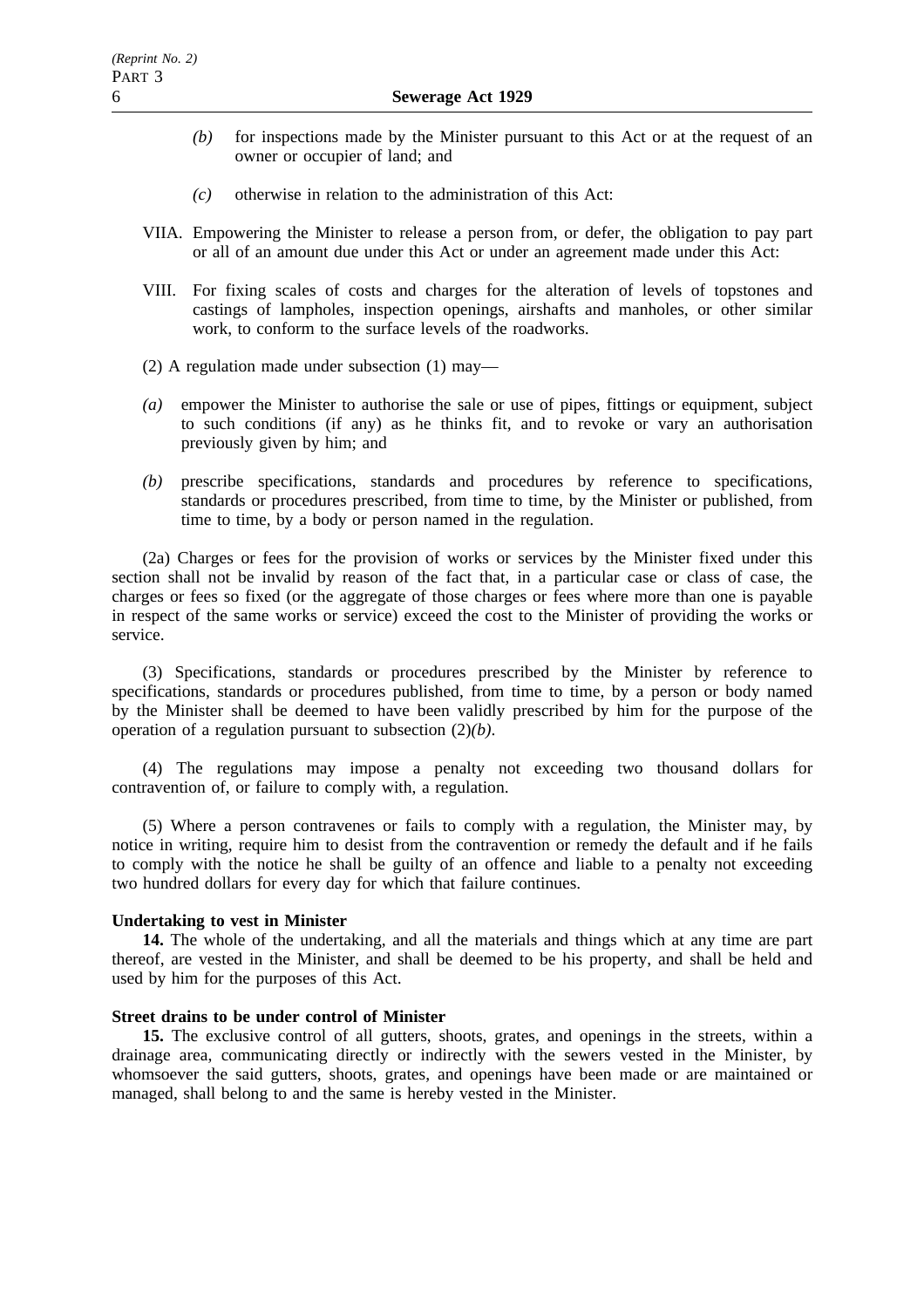*(b)* for inspections made by the Minister pursuant to this Act or at the request of an owner or occupier of land; and

*(c)* otherwise in relation to the administration of this Act:

VIIA. Empowering the Minister to release a person from, or defer, the obligation to pay part or all of an amount due under this Act or under an agreement made under this Act:

VIII. For fixing scales of costs and charges for the alteration of levels of topstones and castings of lampholes, inspection openings, airshafts and manholes, or other similar work, to conform to the surface levels of the roadworks.

(2) A regulation made under subsection (1) may—

*(a)* empower the Minister to authorise the sale or use of pipes, fittings or equipment, subject to such conditions (if any) as he thinks fit, and to revoke or vary an authorisation previously given by him; and

*(b)* prescribe specifications, standards and procedures by reference to specifications, standards or procedures prescribed, from time to time, by the Minister or published, from time to time, by a body or person named in the regulation.

(2a) Charges or fees for the provision of works or services by the Minister fixed under this section shall not be invalid by reason of the fact that, in a particular case or class of case, the charges or fees so fixed (or the aggregate of those charges or fees where more than one is payable in respect of the same works or service) exceed the cost to the Minister of providing the works or service.

(3) Specifications, standards or procedures prescribed by the Minister by reference to specifications, standards or procedures published, from time to time, by a person or body named by the Minister shall be deemed to have been validly prescribed by him for the purpose of the operation of a regulation pursuant to subsection (2)*(b)*.

(4) The regulations may impose a penalty not exceeding two thousand dollars for contravention of, or failure to comply with, a regulation.

(5) Where a person contravenes or fails to comply with a regulation, the Minister may, by notice in writing, require him to desist from the contravention or remedy the default and if he fails to comply with the notice he shall be guilty of an offence and liable to a penalty not exceeding two hundred dollars for every day for which that failure continues.

**Undertaking to vest in Minister**

**14.** The whole of the undertaking, and all the materials and things which at any time are part thereof, are vested in the Minister, and shall be deemed to be his property, and shall be held and used by him for the purposes of this Act.

**Street drains to be under control of Minister**

**15.** The exclusive control of all gutters, shoots, grates, and openings in the streets, within a drainage area, communicating directly or indirectly with the sewers vested in the Minister, by whomsoever the said gutters, shoots, grates, and openings have been made or are maintained or managed, shall belong to and the same is hereby vested in the Minister.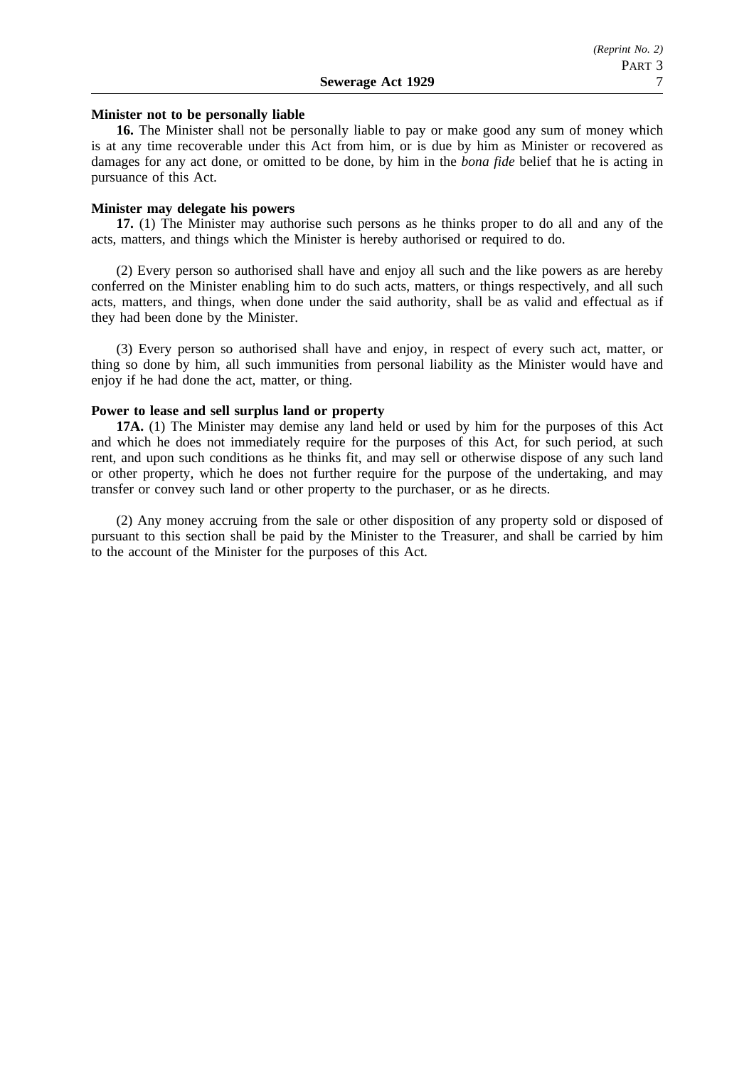**Minister not to be personally liable**

**16.** The Minister shall not be personally liable to pay or make good any sum of money which is at any time recoverable under this Act from him, or is due by him as Minister or recovered as damages for any act done, or omitted to be done, by him in the *bona fide* belief that he is acting in pursuance of this Act.

**Minister may delegate his powers**

**17.** (1) The Minister may authorise such persons as he thinks proper to do all and any of the acts, matters, and things which the Minister is hereby authorised or required to do.

(2) Every person so authorised shall have and enjoy all such and the like powers as are hereby conferred on the Minister enabling him to do such acts, matters, or things respectively, and all such acts, matters, and things, when done under the said authority, shall be as valid and effectual as if they had been done by the Minister.

(3) Every person so authorised shall have and enjoy, in respect of every such act, matter, or thing so done by him, all such immunities from personal liability as the Minister would have and enjoy if he had done the act, matter, or thing.

**Power to lease and sell surplus land or property**

**17A.** (1) The Minister may demise any land held or used by him for the purposes of this Act and which he does not immediately require for the purposes of this Act, for such period, at such rent, and upon such conditions as he thinks fit, and may sell or otherwise dispose of any such land or other property, which he does not further require for the purpose of the undertaking, and may transfer or convey such land or other property to the purchaser, or as he directs.

(2) Any money accruing from the sale or other disposition of any property sold or disposed of pursuant to this section shall be paid by the Minister to the Treasurer, and shall be carried by him to the account of the Minister for the purposes of this Act.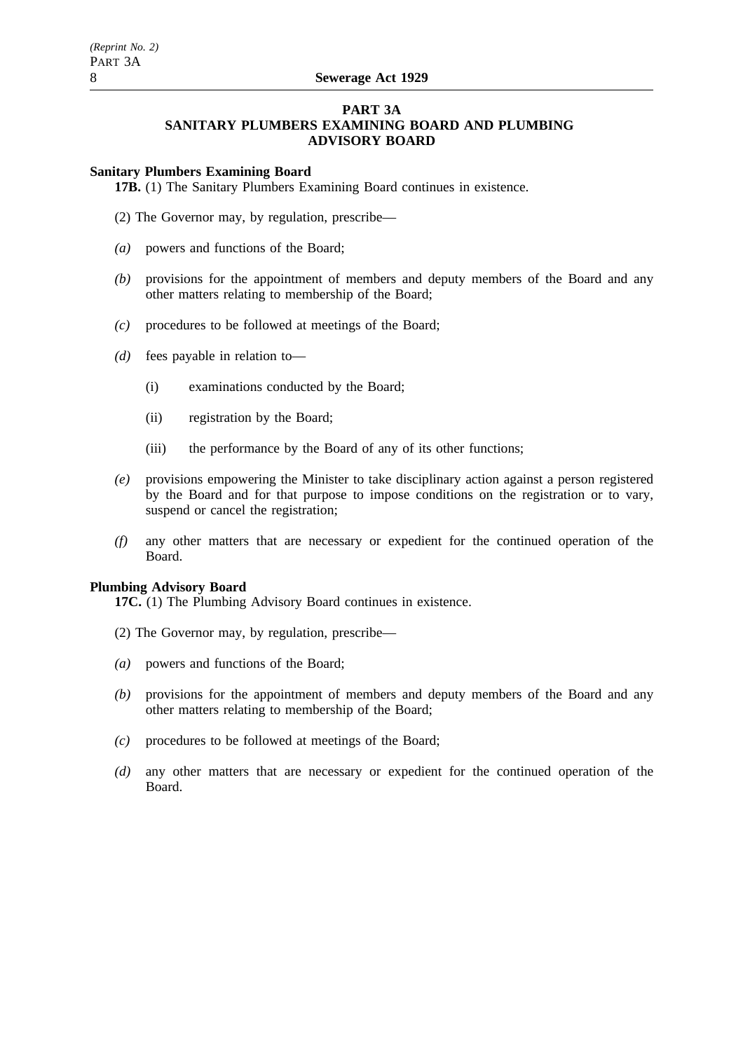## PART 3A
## SANITARY PLUMBERS EXAMINING BOARD AND PLUMBING ADVISORY BOARD

**Sanitary Plumbers Examining Board**

**17B.** (1) The Sanitary Plumbers Examining Board continues in existence.

(2) The Governor may, by regulation, prescribe—

*(a)* powers and functions of the Board;

*(b)* provisions for the appointment of members and deputy members of the Board and any other matters relating to membership of the Board;

*(c)* procedures to be followed at meetings of the Board;

*(d)* fees payable in relation to—

(i) examinations conducted by the Board;

(ii) registration by the Board;

(iii) the performance by the Board of any of its other functions;

*(e)* provisions empowering the Minister to take disciplinary action against a person registered by the Board and for that purpose to impose conditions on the registration or to vary, suspend or cancel the registration;

*(f)* any other matters that are necessary or expedient for the continued operation of the Board.

**Plumbing Advisory Board**

**17C.** (1) The Plumbing Advisory Board continues in existence.

(2) The Governor may, by regulation, prescribe—

*(a)* powers and functions of the Board;

*(b)* provisions for the appointment of members and deputy members of the Board and any other matters relating to membership of the Board;

*(c)* procedures to be followed at meetings of the Board;

*(d)* any other matters that are necessary or expedient for the continued operation of the Board.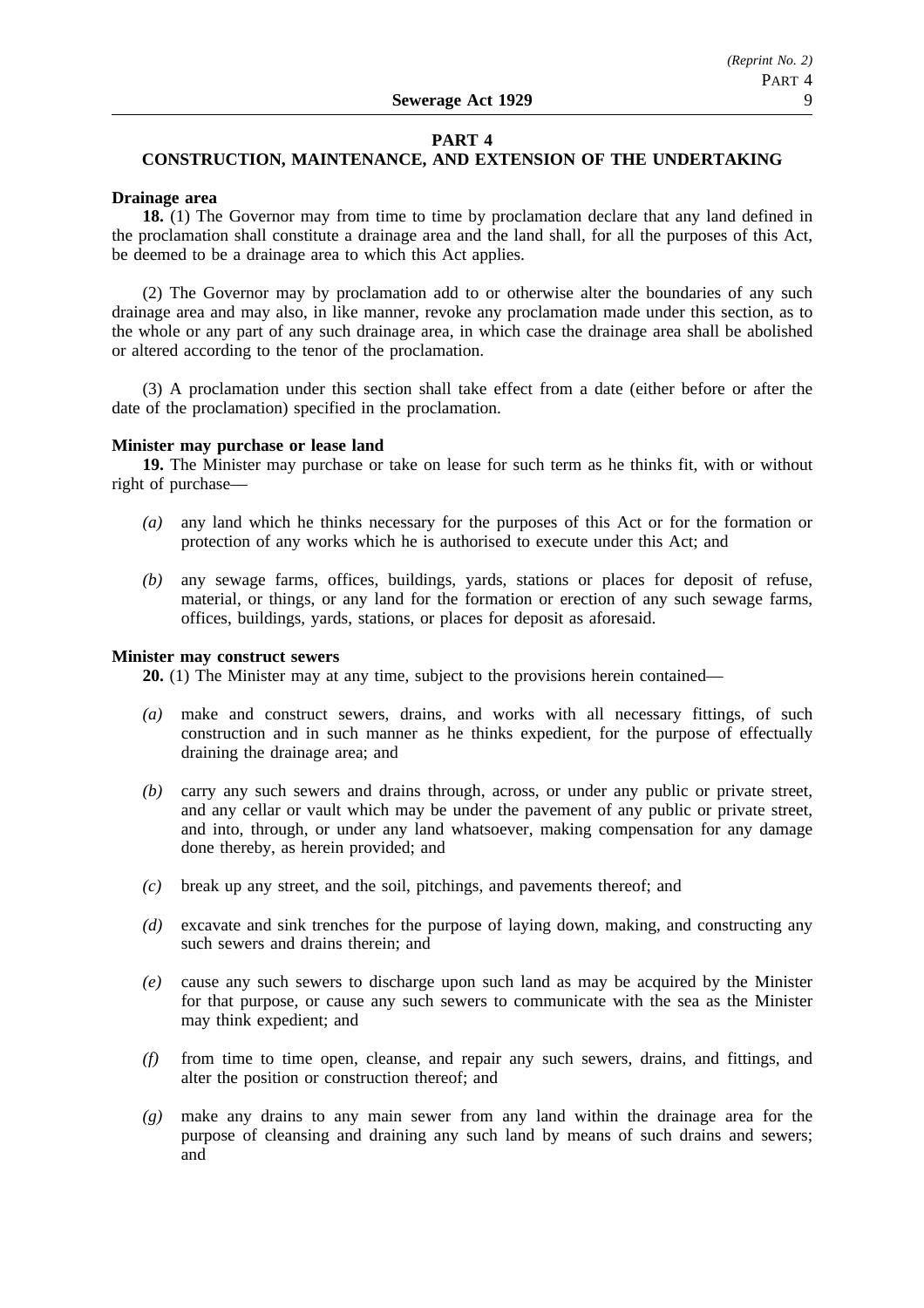## PART 4
## CONSTRUCTION, MAINTENANCE, AND EXTENSION OF THE UNDERTAKING

**Drainage area**

**18.** (1) The Governor may from time to time by proclamation declare that any land defined in the proclamation shall constitute a drainage area and the land shall, for all the purposes of this Act, be deemed to be a drainage area to which this Act applies.

(2) The Governor may by proclamation add to or otherwise alter the boundaries of any such drainage area and may also, in like manner, revoke any proclamation made under this section, as to the whole or any part of any such drainage area, in which case the drainage area shall be abolished or altered according to the tenor of the proclamation.

(3) A proclamation under this section shall take effect from a date (either before or after the date of the proclamation) specified in the proclamation.

**Minister may purchase or lease land**

**19.** The Minister may purchase or take on lease for such term as he thinks fit, with or without right of purchase—

*(a)* any land which he thinks necessary for the purposes of this Act or for the formation or protection of any works which he is authorised to execute under this Act; and

*(b)* any sewage farms, offices, buildings, yards, stations or places for deposit of refuse, material, or things, or any land for the formation or erection of any such sewage farms, offices, buildings, yards, stations, or places for deposit as aforesaid.

**Minister may construct sewers**

**20.** (1) The Minister may at any time, subject to the provisions herein contained—

*(a)* make and construct sewers, drains, and works with all necessary fittings, of such construction and in such manner as he thinks expedient, for the purpose of effectually draining the drainage area; and

*(b)* carry any such sewers and drains through, across, or under any public or private street, and any cellar or vault which may be under the pavement of any public or private street, and into, through, or under any land whatsoever, making compensation for any damage done thereby, as herein provided; and

*(c)* break up any street, and the soil, pitchings, and pavements thereof; and

*(d)* excavate and sink trenches for the purpose of laying down, making, and constructing any such sewers and drains therein; and

*(e)* cause any such sewers to discharge upon such land as may be acquired by the Minister for that purpose, or cause any such sewers to communicate with the sea as the Minister may think expedient; and

*(f)* from time to time open, cleanse, and repair any such sewers, drains, and fittings, and alter the position or construction thereof; and

*(g)* make any drains to any main sewer from any land within the drainage area for the purpose of cleansing and draining any such land by means of such drains and sewers; and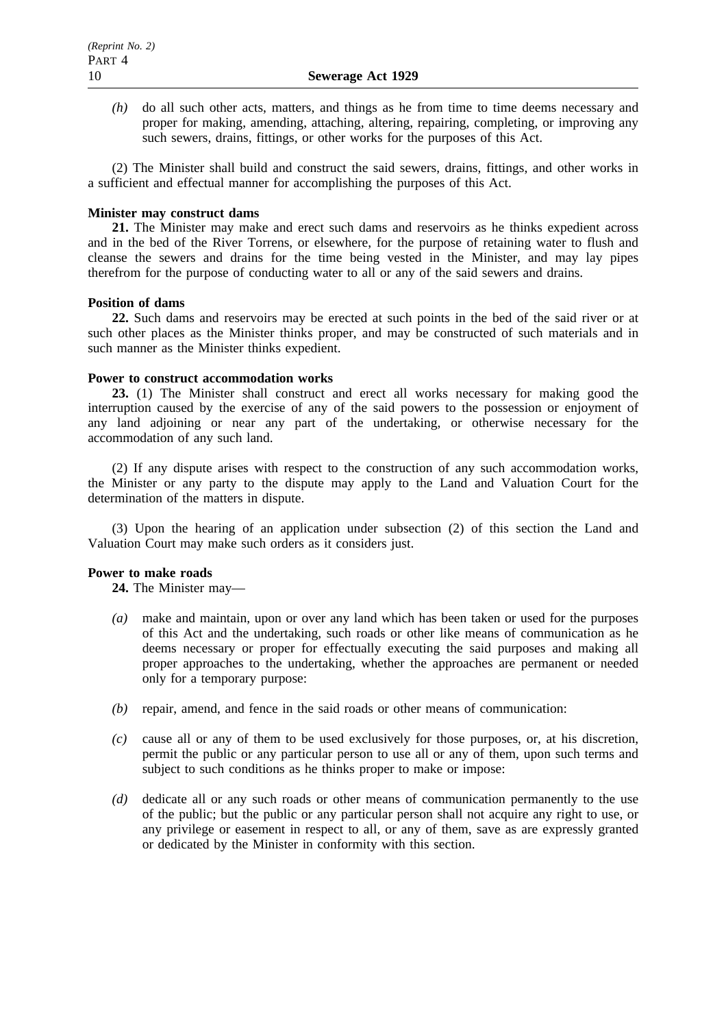*(h)* do all such other acts, matters, and things as he from time to time deems necessary and proper for making, amending, attaching, altering, repairing, completing, or improving any such sewers, drains, fittings, or other works for the purposes of this Act.

(2) The Minister shall build and construct the said sewers, drains, fittings, and other works in a sufficient and effectual manner for accomplishing the purposes of this Act.

**Minister may construct dams**

**21.** The Minister may make and erect such dams and reservoirs as he thinks expedient across and in the bed of the River Torrens, or elsewhere, for the purpose of retaining water to flush and cleanse the sewers and drains for the time being vested in the Minister, and may lay pipes therefrom for the purpose of conducting water to all or any of the said sewers and drains.

**Position of dams**

**22.** Such dams and reservoirs may be erected at such points in the bed of the said river or at such other places as the Minister thinks proper, and may be constructed of such materials and in such manner as the Minister thinks expedient.

**Power to construct accommodation works**

**23.** (1) The Minister shall construct and erect all works necessary for making good the interruption caused by the exercise of any of the said powers to the possession or enjoyment of any land adjoining or near any part of the undertaking, or otherwise necessary for the accommodation of any such land.

(2) If any dispute arises with respect to the construction of any such accommodation works, the Minister or any party to the dispute may apply to the Land and Valuation Court for the determination of the matters in dispute.

(3) Upon the hearing of an application under subsection (2) of this section the Land and Valuation Court may make such orders as it considers just.

**Power to make roads**

**24.** The Minister may—

*(a)* make and maintain, upon or over any land which has been taken or used for the purposes of this Act and the undertaking, such roads or other like means of communication as he deems necessary or proper for effectually executing the said purposes and making all proper approaches to the undertaking, whether the approaches are permanent or needed only for a temporary purpose:

*(b)* repair, amend, and fence in the said roads or other means of communication:

*(c)* cause all or any of them to be used exclusively for those purposes, or, at his discretion, permit the public or any particular person to use all or any of them, upon such terms and subject to such conditions as he thinks proper to make or impose:

*(d)* dedicate all or any such roads or other means of communication permanently to the use of the public; but the public or any particular person shall not acquire any right to use, or any privilege or easement in respect to all, or any of them, save as are expressly granted or dedicated by the Minister in conformity with this section.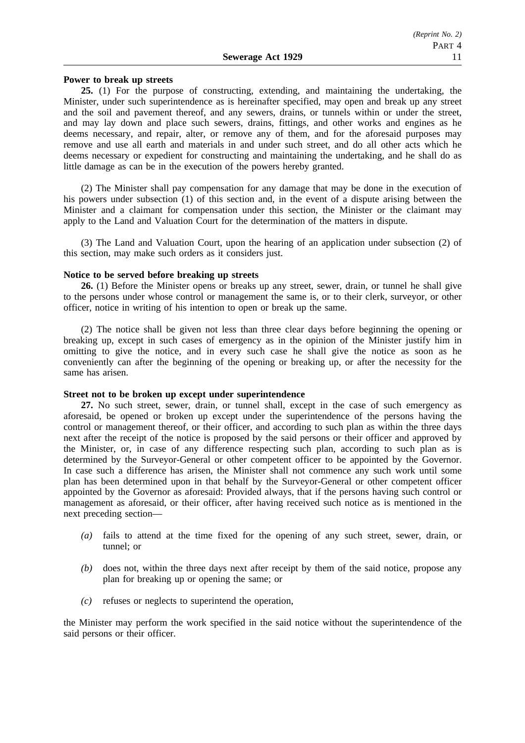**Power to break up streets**

**25.** (1) For the purpose of constructing, extending, and maintaining the undertaking, the Minister, under such superintendence as is hereinafter specified, may open and break up any street and the soil and pavement thereof, and any sewers, drains, or tunnels within or under the street, and may lay down and place such sewers, drains, fittings, and other works and engines as he deems necessary, and repair, alter, or remove any of them, and for the aforesaid purposes may remove and use all earth and materials in and under such street, and do all other acts which he deems necessary or expedient for constructing and maintaining the undertaking, and he shall do as little damage as can be in the execution of the powers hereby granted.

(2) The Minister shall pay compensation for any damage that may be done in the execution of his powers under subsection (1) of this section and, in the event of a dispute arising between the Minister and a claimant for compensation under this section, the Minister or the claimant may apply to the Land and Valuation Court for the determination of the matters in dispute.

(3) The Land and Valuation Court, upon the hearing of an application under subsection (2) of this section, may make such orders as it considers just.

**Notice to be served before breaking up streets**

**26.** (1) Before the Minister opens or breaks up any street, sewer, drain, or tunnel he shall give to the persons under whose control or management the same is, or to their clerk, surveyor, or other officer, notice in writing of his intention to open or break up the same.

(2) The notice shall be given not less than three clear days before beginning the opening or breaking up, except in such cases of emergency as in the opinion of the Minister justify him in omitting to give the notice, and in every such case he shall give the notice as soon as he conveniently can after the beginning of the opening or breaking up, or after the necessity for the same has arisen.

**Street not to be broken up except under superintendence**

**27.** No such street, sewer, drain, or tunnel shall, except in the case of such emergency as aforesaid, be opened or broken up except under the superintendence of the persons having the control or management thereof, or their officer, and according to such plan as within the three days next after the receipt of the notice is proposed by the said persons or their officer and approved by the Minister, or, in case of any difference respecting such plan, according to such plan as is determined by the Surveyor-General or other competent officer to be appointed by the Governor. In case such a difference has arisen, the Minister shall not commence any such work until some plan has been determined upon in that behalf by the Surveyor-General or other competent officer appointed by the Governor as aforesaid: Provided always, that if the persons having such control or management as aforesaid, or their officer, after having received such notice as is mentioned in the next preceding section—

- *(a)* fails to attend at the time fixed for the opening of any such street, sewer, drain, or tunnel; or
- *(b)* does not, within the three days next after receipt by them of the said notice, propose any plan for breaking up or opening the same; or
- *(c)* refuses or neglects to superintend the operation,

the Minister may perform the work specified in the said notice without the superintendence of the said persons or their officer.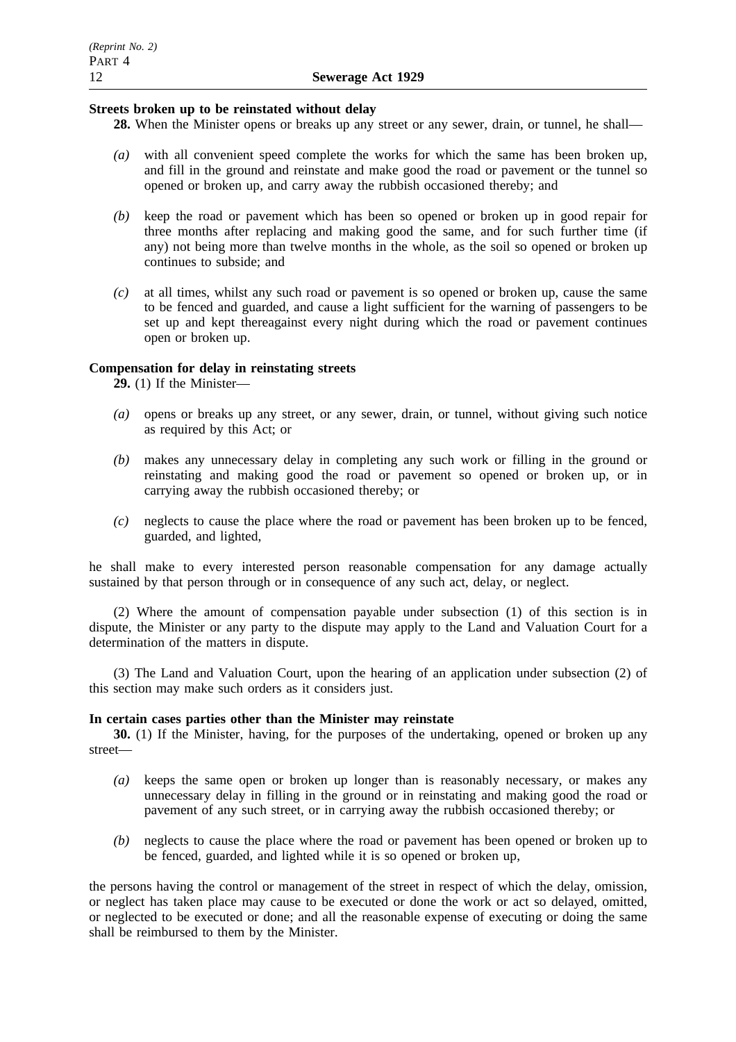**Streets broken up to be reinstated without delay**

**28.** When the Minister opens or breaks up any street or any sewer, drain, or tunnel, he shall—

*(a)* with all convenient speed complete the works for which the same has been broken up, and fill in the ground and reinstate and make good the road or pavement or the tunnel so opened or broken up, and carry away the rubbish occasioned thereby; and

*(b)* keep the road or pavement which has been so opened or broken up in good repair for three months after replacing and making good the same, and for such further time (if any) not being more than twelve months in the whole, as the soil so opened or broken up continues to subside; and

*(c)* at all times, whilst any such road or pavement is so opened or broken up, cause the same to be fenced and guarded, and cause a light sufficient for the warning of passengers to be set up and kept thereagainst every night during which the road or pavement continues open or broken up.

**Compensation for delay in reinstating streets**

**29.** (1) If the Minister—

*(a)* opens or breaks up any street, or any sewer, drain, or tunnel, without giving such notice as required by this Act; or

*(b)* makes any unnecessary delay in completing any such work or filling in the ground or reinstating and making good the road or pavement so opened or broken up, or in carrying away the rubbish occasioned thereby; or

*(c)* neglects to cause the place where the road or pavement has been broken up to be fenced, guarded, and lighted,

he shall make to every interested person reasonable compensation for any damage actually sustained by that person through or in consequence of any such act, delay, or neglect.

(2) Where the amount of compensation payable under subsection (1) of this section is in dispute, the Minister or any party to the dispute may apply to the Land and Valuation Court for a determination of the matters in dispute.

(3) The Land and Valuation Court, upon the hearing of an application under subsection (2) of this section may make such orders as it considers just.

**In certain cases parties other than the Minister may reinstate**

**30.** (1) If the Minister, having, for the purposes of the undertaking, opened or broken up any street—

*(a)* keeps the same open or broken up longer than is reasonably necessary, or makes any unnecessary delay in filling in the ground or in reinstating and making good the road or pavement of any such street, or in carrying away the rubbish occasioned thereby; or

*(b)* neglects to cause the place where the road or pavement has been opened or broken up to be fenced, guarded, and lighted while it is so opened or broken up,

the persons having the control or management of the street in respect of which the delay, omission, or neglect has taken place may cause to be executed or done the work or act so delayed, omitted, or neglected to be executed or done; and all the reasonable expense of executing or doing the same shall be reimbursed to them by the Minister.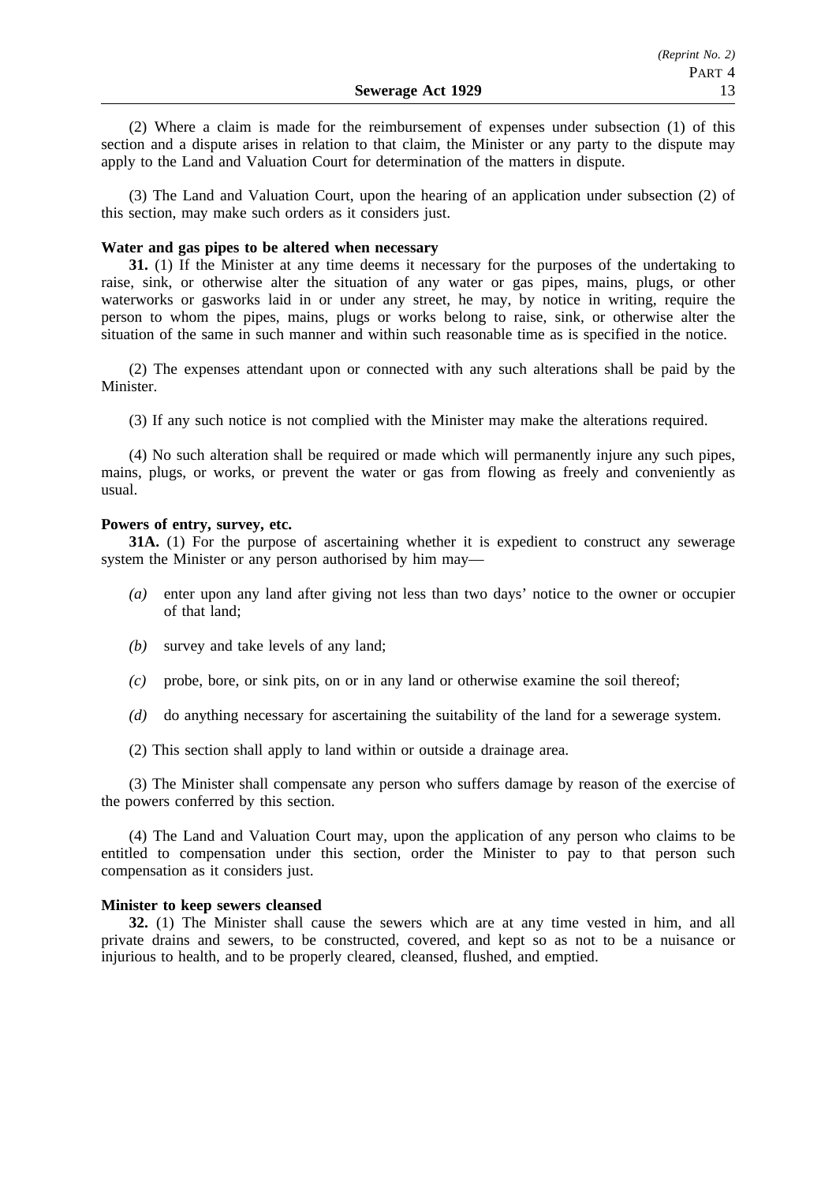(2) Where a claim is made for the reimbursement of expenses under subsection (1) of this section and a dispute arises in relation to that claim, the Minister or any party to the dispute may apply to the Land and Valuation Court for determination of the matters in dispute.

(3) The Land and Valuation Court, upon the hearing of an application under subsection (2) of this section, may make such orders as it considers just.

**Water and gas pipes to be altered when necessary**

**31.** (1) If the Minister at any time deems it necessary for the purposes of the undertaking to raise, sink, or otherwise alter the situation of any water or gas pipes, mains, plugs, or other waterworks or gasworks laid in or under any street, he may, by notice in writing, require the person to whom the pipes, mains, plugs or works belong to raise, sink, or otherwise alter the situation of the same in such manner and within such reasonable time as is specified in the notice.

(2) The expenses attendant upon or connected with any such alterations shall be paid by the Minister.

(3) If any such notice is not complied with the Minister may make the alterations required.

(4) No such alteration shall be required or made which will permanently injure any such pipes, mains, plugs, or works, or prevent the water or gas from flowing as freely and conveniently as usual.

**Powers of entry, survey, etc.**

**31A.** (1) For the purpose of ascertaining whether it is expedient to construct any sewerage system the Minister or any person authorised by him may—

*(a)* enter upon any land after giving not less than two days' notice to the owner or occupier of that land;

*(b)* survey and take levels of any land;

*(c)* probe, bore, or sink pits, on or in any land or otherwise examine the soil thereof;

*(d)* do anything necessary for ascertaining the suitability of the land for a sewerage system.

(2) This section shall apply to land within or outside a drainage area.

(3) The Minister shall compensate any person who suffers damage by reason of the exercise of the powers conferred by this section.

(4) The Land and Valuation Court may, upon the application of any person who claims to be entitled to compensation under this section, order the Minister to pay to that person such compensation as it considers just.

**Minister to keep sewers cleansed**

**32.** (1) The Minister shall cause the sewers which are at any time vested in him, and all private drains and sewers, to be constructed, covered, and kept so as not to be a nuisance or injurious to health, and to be properly cleared, cleansed, flushed, and emptied.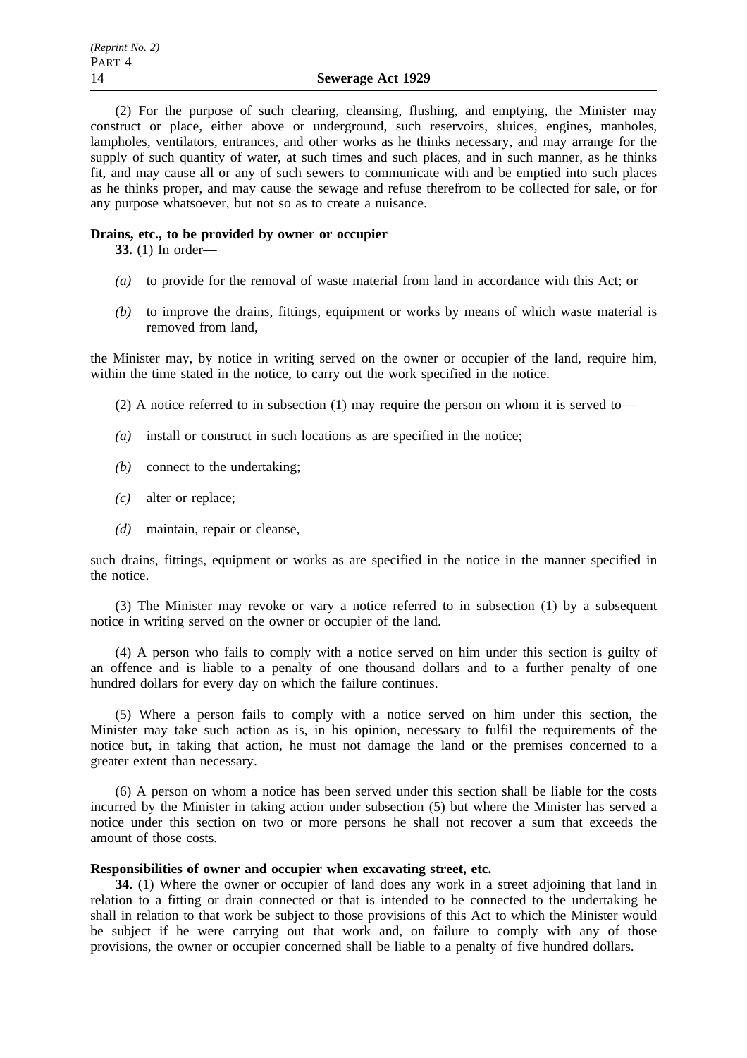(2) For the purpose of such clearing, cleansing, flushing, and emptying, the Minister may construct or place, either above or underground, such reservoirs, sluices, engines, manholes, lampholes, ventilators, entrances, and other works as he thinks necessary, and may arrange for the supply of such quantity of water, at such times and such places, and in such manner, as he thinks fit, and may cause all or any of such sewers to communicate with and be emptied into such places as he thinks proper, and may cause the sewage and refuse therefrom to be collected for sale, or for any purpose whatsoever, but not so as to create a nuisance.

**Drains, etc., to be provided by owner or occupier**

**33.** (1) In order—

*(a)* to provide for the removal of waste material from land in accordance with this Act; or

*(b)* to improve the drains, fittings, equipment or works by means of which waste material is removed from land,

the Minister may, by notice in writing served on the owner or occupier of the land, require him, within the time stated in the notice, to carry out the work specified in the notice.

(2) A notice referred to in subsection (1) may require the person on whom it is served to—

*(a)* install or construct in such locations as are specified in the notice;

*(b)* connect to the undertaking;

*(c)* alter or replace;

*(d)* maintain, repair or cleanse,

such drains, fittings, equipment or works as are specified in the notice in the manner specified in the notice.

(3) The Minister may revoke or vary a notice referred to in subsection (1) by a subsequent notice in writing served on the owner or occupier of the land.

(4) A person who fails to comply with a notice served on him under this section is guilty of an offence and is liable to a penalty of one thousand dollars and to a further penalty of one hundred dollars for every day on which the failure continues.

(5) Where a person fails to comply with a notice served on him under this section, the Minister may take such action as is, in his opinion, necessary to fulfil the requirements of the notice but, in taking that action, he must not damage the land or the premises concerned to a greater extent than necessary.

(6) A person on whom a notice has been served under this section shall be liable for the costs incurred by the Minister in taking action under subsection (5) but where the Minister has served a notice under this section on two or more persons he shall not recover a sum that exceeds the amount of those costs.

**Responsibilities of owner and occupier when excavating street, etc.**

**34.** (1) Where the owner or occupier of land does any work in a street adjoining that land in relation to a fitting or drain connected or that is intended to be connected to the undertaking he shall in relation to that work be subject to those provisions of this Act to which the Minister would be subject if he were carrying out that work and, on failure to comply with any of those provisions, the owner or occupier concerned shall be liable to a penalty of five hundred dollars.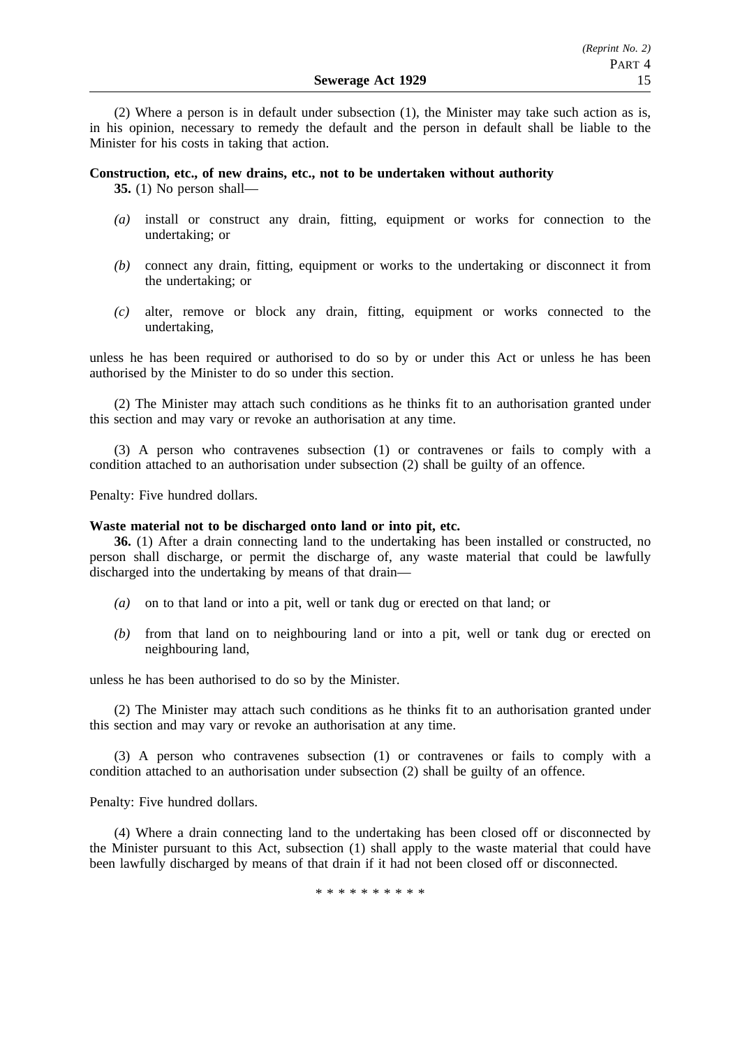(2) Where a person is in default under subsection (1), the Minister may take such action as is, in his opinion, necessary to remedy the default and the person in default shall be liable to the Minister for his costs in taking that action.

**Construction, etc., of new drains, etc., not to be undertaken without authority**

**35.** (1) No person shall—

*(a)* install or construct any drain, fitting, equipment or works for connection to the undertaking; or

*(b)* connect any drain, fitting, equipment or works to the undertaking or disconnect it from the undertaking; or

*(c)* alter, remove or block any drain, fitting, equipment or works connected to the undertaking,

unless he has been required or authorised to do so by or under this Act or unless he has been authorised by the Minister to do so under this section.

(2) The Minister may attach such conditions as he thinks fit to an authorisation granted under this section and may vary or revoke an authorisation at any time.

(3) A person who contravenes subsection (1) or contravenes or fails to comply with a condition attached to an authorisation under subsection (2) shall be guilty of an offence.

Penalty: Five hundred dollars.

**Waste material not to be discharged onto land or into pit, etc.**

**36.** (1) After a drain connecting land to the undertaking has been installed or constructed, no person shall discharge, or permit the discharge of, any waste material that could be lawfully discharged into the undertaking by means of that drain—

*(a)* on to that land or into a pit, well or tank dug or erected on that land; or

*(b)* from that land on to neighbouring land or into a pit, well or tank dug or erected on neighbouring land,

unless he has been authorised to do so by the Minister.

(2) The Minister may attach such conditions as he thinks fit to an authorisation granted under this section and may vary or revoke an authorisation at any time.

(3) A person who contravenes subsection (1) or contravenes or fails to comply with a condition attached to an authorisation under subsection (2) shall be guilty of an offence.

Penalty: Five hundred dollars.

(4) Where a drain connecting land to the undertaking has been closed off or disconnected by the Minister pursuant to this Act, subsection (1) shall apply to the waste material that could have been lawfully discharged by means of that drain if it had not been closed off or disconnected.

\* \* \* \* \* \* \* \* \* \*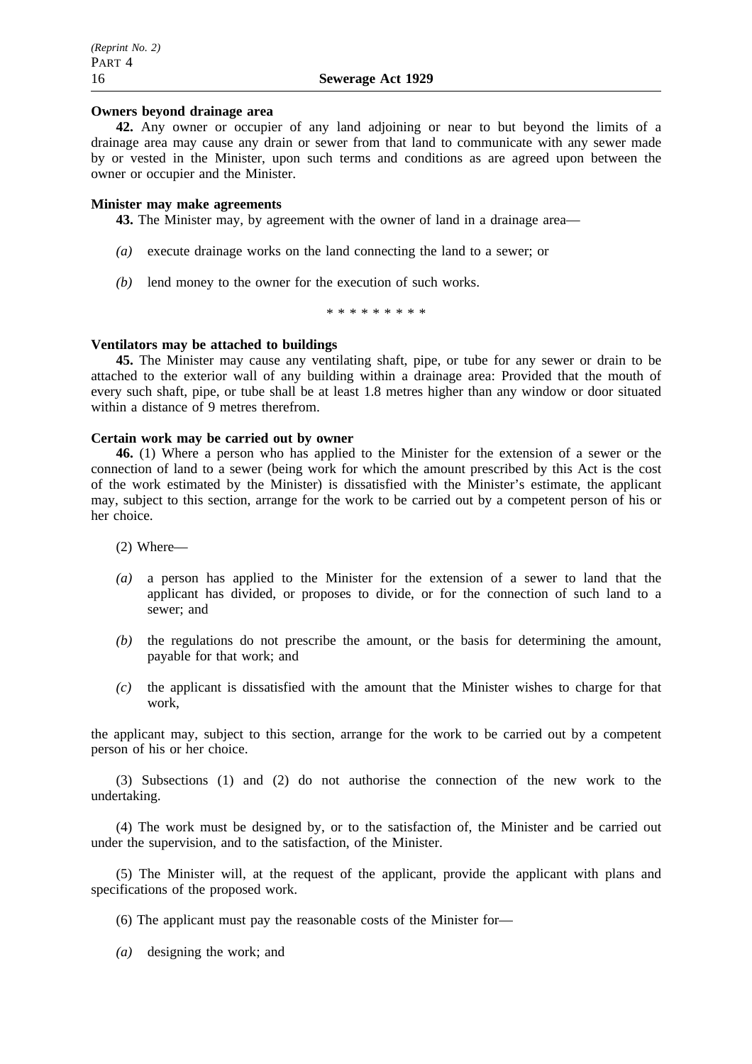**Owners beyond drainage area**

**42.** Any owner or occupier of any land adjoining or near to but beyond the limits of a drainage area may cause any drain or sewer from that land to communicate with any sewer made by or vested in the Minister, upon such terms and conditions as are agreed upon between the owner or occupier and the Minister.

**Minister may make agreements**

**43.** The Minister may, by agreement with the owner of land in a drainage area—

*(a)* execute drainage works on the land connecting the land to a sewer; or

*(b)* lend money to the owner for the execution of such works.

\* \* \* \* \* \* \* \* \*

**Ventilators may be attached to buildings**

**45.** The Minister may cause any ventilating shaft, pipe, or tube for any sewer or drain to be attached to the exterior wall of any building within a drainage area: Provided that the mouth of every such shaft, pipe, or tube shall be at least 1.8 metres higher than any window or door situated within a distance of 9 metres therefrom.

**Certain work may be carried out by owner**

**46.** (1) Where a person who has applied to the Minister for the extension of a sewer or the connection of land to a sewer (being work for which the amount prescribed by this Act is the cost of the work estimated by the Minister) is dissatisfied with the Minister's estimate, the applicant may, subject to this section, arrange for the work to be carried out by a competent person of his or her choice.

(2) Where—

*(a)* a person has applied to the Minister for the extension of a sewer to land that the applicant has divided, or proposes to divide, or for the connection of such land to a sewer; and

*(b)* the regulations do not prescribe the amount, or the basis for determining the amount, payable for that work; and

*(c)* the applicant is dissatisfied with the amount that the Minister wishes to charge for that work,

the applicant may, subject to this section, arrange for the work to be carried out by a competent person of his or her choice.

(3) Subsections (1) and (2) do not authorise the connection of the new work to the undertaking.

(4) The work must be designed by, or to the satisfaction of, the Minister and be carried out under the supervision, and to the satisfaction, of the Minister.

(5) The Minister will, at the request of the applicant, provide the applicant with plans and specifications of the proposed work.

(6) The applicant must pay the reasonable costs of the Minister for—

*(a)* designing the work; and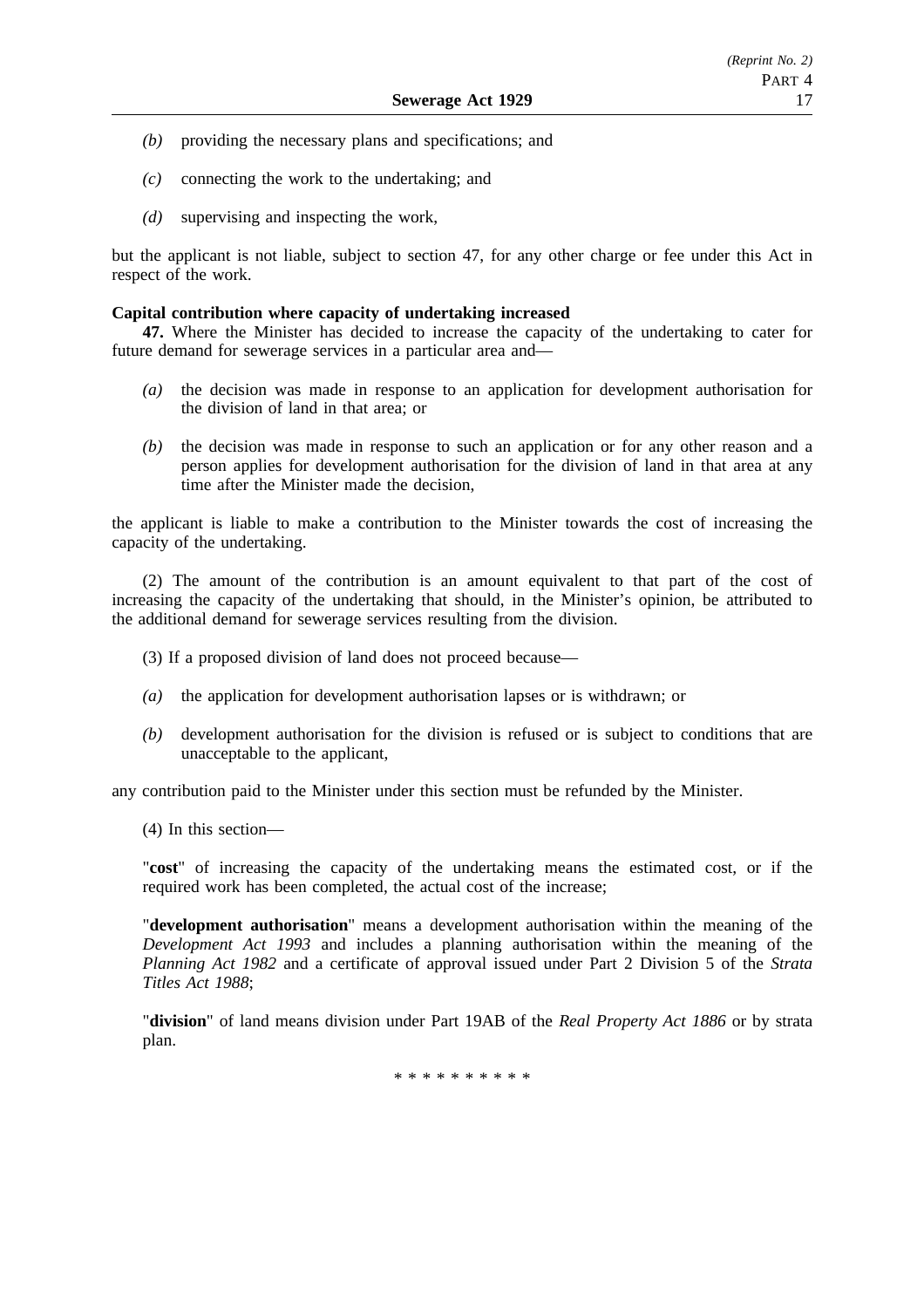*(b)* providing the necessary plans and specifications; and

*(c)* connecting the work to the undertaking; and

*(d)* supervising and inspecting the work,

but the applicant is not liable, subject to section 47, for any other charge or fee under this Act in respect of the work.

**Capital contribution where capacity of undertaking increased**

**47.** Where the Minister has decided to increase the capacity of the undertaking to cater for future demand for sewerage services in a particular area and—

*(a)* the decision was made in response to an application for development authorisation for the division of land in that area; or

*(b)* the decision was made in response to such an application or for any other reason and a person applies for development authorisation for the division of land in that area at any time after the Minister made the decision,

the applicant is liable to make a contribution to the Minister towards the cost of increasing the capacity of the undertaking.

(2) The amount of the contribution is an amount equivalent to that part of the cost of increasing the capacity of the undertaking that should, in the Minister's opinion, be attributed to the additional demand for sewerage services resulting from the division.

(3) If a proposed division of land does not proceed because—

*(a)* the application for development authorisation lapses or is withdrawn; or

*(b)* development authorisation for the division is refused or is subject to conditions that are unacceptable to the applicant,

any contribution paid to the Minister under this section must be refunded by the Minister.

(4) In this section—

"**cost**" of increasing the capacity of the undertaking means the estimated cost, or if the required work has been completed, the actual cost of the increase;

"**development authorisation**" means a development authorisation within the meaning of the *Development Act 1993* and includes a planning authorisation within the meaning of the *Planning Act 1982* and a certificate of approval issued under Part 2 Division 5 of the *Strata Titles Act 1988*;

"**division**" of land means division under Part 19AB of the *Real Property Act 1886* or by strata plan.

* * * * * * * * * *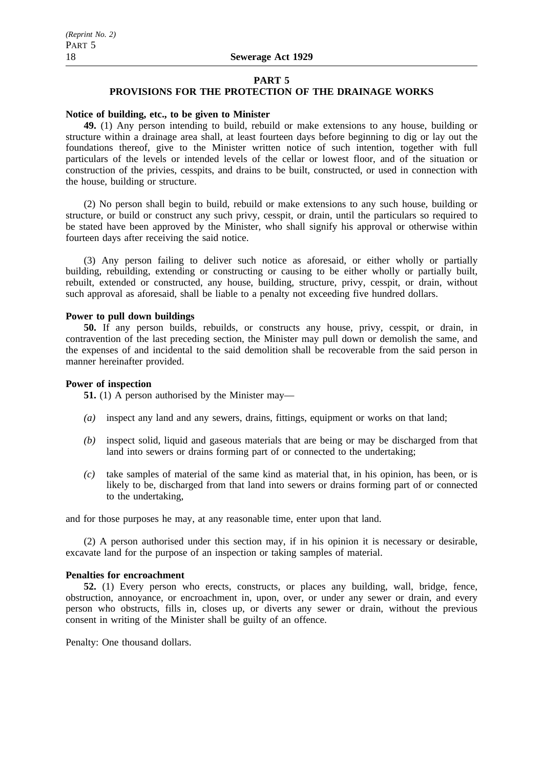## PART 5
## PROVISIONS FOR THE PROTECTION OF THE DRAINAGE WORKS

**Notice of building, etc., to be given to Minister**

**49.** (1) Any person intending to build, rebuild or make extensions to any house, building or structure within a drainage area shall, at least fourteen days before beginning to dig or lay out the foundations thereof, give to the Minister written notice of such intention, together with full particulars of the levels or intended levels of the cellar or lowest floor, and of the situation or construction of the privies, cesspits, and drains to be built, constructed, or used in connection with the house, building or structure.

(2) No person shall begin to build, rebuild or make extensions to any such house, building or structure, or build or construct any such privy, cesspit, or drain, until the particulars so required to be stated have been approved by the Minister, who shall signify his approval or otherwise within fourteen days after receiving the said notice.

(3) Any person failing to deliver such notice as aforesaid, or either wholly or partially building, rebuilding, extending or constructing or causing to be either wholly or partially built, rebuilt, extended or constructed, any house, building, structure, privy, cesspit, or drain, without such approval as aforesaid, shall be liable to a penalty not exceeding five hundred dollars.

**Power to pull down buildings**

**50.** If any person builds, rebuilds, or constructs any house, privy, cesspit, or drain, in contravention of the last preceding section, the Minister may pull down or demolish the same, and the expenses of and incidental to the said demolition shall be recoverable from the said person in manner hereinafter provided.

**Power of inspection**

**51.** (1) A person authorised by the Minister may—

*(a)* inspect any land and any sewers, drains, fittings, equipment or works on that land;

*(b)* inspect solid, liquid and gaseous materials that are being or may be discharged from that land into sewers or drains forming part of or connected to the undertaking;

*(c)* take samples of material of the same kind as material that, in his opinion, has been, or is likely to be, discharged from that land into sewers or drains forming part of or connected to the undertaking,

and for those purposes he may, at any reasonable time, enter upon that land.

(2) A person authorised under this section may, if in his opinion it is necessary or desirable, excavate land for the purpose of an inspection or taking samples of material.

**Penalties for encroachment**

**52.** (1) Every person who erects, constructs, or places any building, wall, bridge, fence, obstruction, annoyance, or encroachment in, upon, over, or under any sewer or drain, and every person who obstructs, fills in, closes up, or diverts any sewer or drain, without the previous consent in writing of the Minister shall be guilty of an offence.

Penalty: One thousand dollars.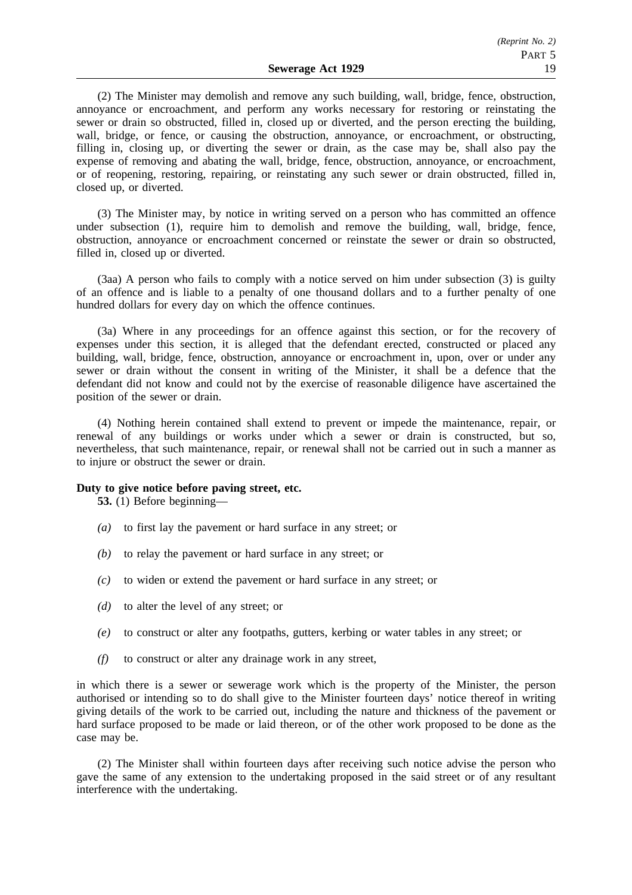(2) The Minister may demolish and remove any such building, wall, bridge, fence, obstruction, annoyance or encroachment, and perform any works necessary for restoring or reinstating the sewer or drain so obstructed, filled in, closed up or diverted, and the person erecting the building, wall, bridge, or fence, or causing the obstruction, annoyance, or encroachment, or obstructing, filling in, closing up, or diverting the sewer or drain, as the case may be, shall also pay the expense of removing and abating the wall, bridge, fence, obstruction, annoyance, or encroachment, or of reopening, restoring, repairing, or reinstating any such sewer or drain obstructed, filled in, closed up, or diverted.

(3) The Minister may, by notice in writing served on a person who has committed an offence under subsection (1), require him to demolish and remove the building, wall, bridge, fence, obstruction, annoyance or encroachment concerned or reinstate the sewer or drain so obstructed, filled in, closed up or diverted.

(3aa) A person who fails to comply with a notice served on him under subsection (3) is guilty of an offence and is liable to a penalty of one thousand dollars and to a further penalty of one hundred dollars for every day on which the offence continues.

(3a) Where in any proceedings for an offence against this section, or for the recovery of expenses under this section, it is alleged that the defendant erected, constructed or placed any building, wall, bridge, fence, obstruction, annoyance or encroachment in, upon, over or under any sewer or drain without the consent in writing of the Minister, it shall be a defence that the defendant did not know and could not by the exercise of reasonable diligence have ascertained the position of the sewer or drain.

(4) Nothing herein contained shall extend to prevent or impede the maintenance, repair, or renewal of any buildings or works under which a sewer or drain is constructed, but so, nevertheless, that such maintenance, repair, or renewal shall not be carried out in such a manner as to injure or obstruct the sewer or drain.

**Duty to give notice before paving street, etc.**

**53.** (1) Before beginning—

*(a)* to first lay the pavement or hard surface in any street; or

*(b)* to relay the pavement or hard surface in any street; or

*(c)* to widen or extend the pavement or hard surface in any street; or

*(d)* to alter the level of any street; or

*(e)* to construct or alter any footpaths, gutters, kerbing or water tables in any street; or

*(f)* to construct or alter any drainage work in any street,

in which there is a sewer or sewerage work which is the property of the Minister, the person authorised or intending so to do shall give to the Minister fourteen days' notice thereof in writing giving details of the work to be carried out, including the nature and thickness of the pavement or hard surface proposed to be made or laid thereon, or of the other work proposed to be done as the case may be.

(2) The Minister shall within fourteen days after receiving such notice advise the person who gave the same of any extension to the undertaking proposed in the said street or of any resultant interference with the undertaking.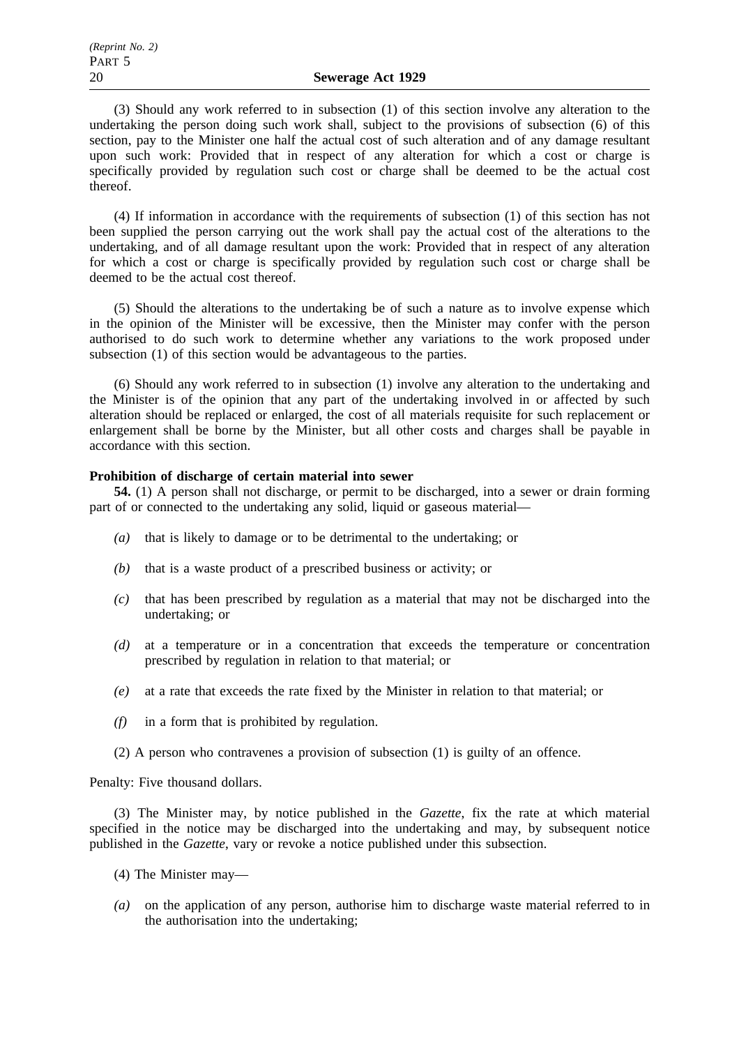(3) Should any work referred to in subsection (1) of this section involve any alteration to the undertaking the person doing such work shall, subject to the provisions of subsection (6) of this section, pay to the Minister one half the actual cost of such alteration and of any damage resultant upon such work: Provided that in respect of any alteration for which a cost or charge is specifically provided by regulation such cost or charge shall be deemed to be the actual cost thereof.

(4) If information in accordance with the requirements of subsection (1) of this section has not been supplied the person carrying out the work shall pay the actual cost of the alterations to the undertaking, and of all damage resultant upon the work: Provided that in respect of any alteration for which a cost or charge is specifically provided by regulation such cost or charge shall be deemed to be the actual cost thereof.

(5) Should the alterations to the undertaking be of such a nature as to involve expense which in the opinion of the Minister will be excessive, then the Minister may confer with the person authorised to do such work to determine whether any variations to the work proposed under subsection (1) of this section would be advantageous to the parties.

(6) Should any work referred to in subsection (1) involve any alteration to the undertaking and the Minister is of the opinion that any part of the undertaking involved in or affected by such alteration should be replaced or enlarged, the cost of all materials requisite for such replacement or enlargement shall be borne by the Minister, but all other costs and charges shall be payable in accordance with this section.

**Prohibition of discharge of certain material into sewer**

**54.** (1) A person shall not discharge, or permit to be discharged, into a sewer or drain forming part of or connected to the undertaking any solid, liquid or gaseous material—

*(a)* that is likely to damage or to be detrimental to the undertaking; or

*(b)* that is a waste product of a prescribed business or activity; or

*(c)* that has been prescribed by regulation as a material that may not be discharged into the undertaking; or

*(d)* at a temperature or in a concentration that exceeds the temperature or concentration prescribed by regulation in relation to that material; or

*(e)* at a rate that exceeds the rate fixed by the Minister in relation to that material; or

*(f)* in a form that is prohibited by regulation.

(2) A person who contravenes a provision of subsection (1) is guilty of an offence.

Penalty: Five thousand dollars.

(3) The Minister may, by notice published in the *Gazette*, fix the rate at which material specified in the notice may be discharged into the undertaking and may, by subsequent notice published in the *Gazette*, vary or revoke a notice published under this subsection.

(4) The Minister may—

*(a)* on the application of any person, authorise him to discharge waste material referred to in the authorisation into the undertaking;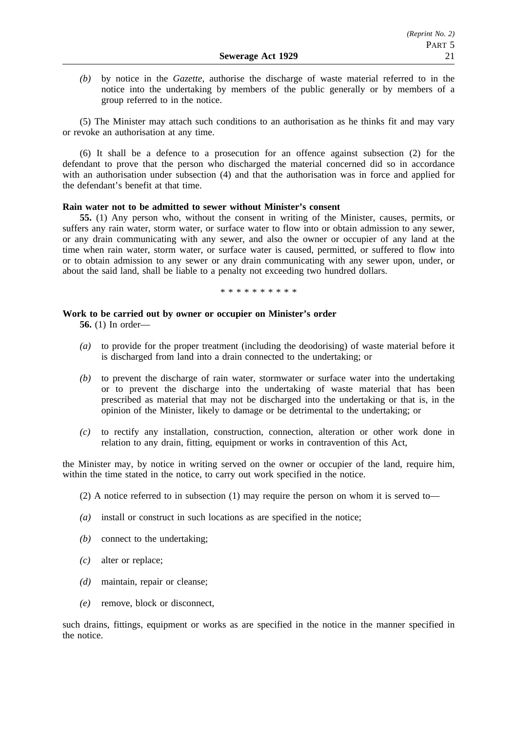*(b)* by notice in the *Gazette*, authorise the discharge of waste material referred to in the notice into the undertaking by members of the public generally or by members of a group referred to in the notice.

(5) The Minister may attach such conditions to an authorisation as he thinks fit and may vary or revoke an authorisation at any time.

(6) It shall be a defence to a prosecution for an offence against subsection (2) for the defendant to prove that the person who discharged the material concerned did so in accordance with an authorisation under subsection (4) and that the authorisation was in force and applied for the defendant's benefit at that time.

**Rain water not to be admitted to sewer without Minister's consent**

**55.** (1) Any person who, without the consent in writing of the Minister, causes, permits, or suffers any rain water, storm water, or surface water to flow into or obtain admission to any sewer, or any drain communicating with any sewer, and also the owner or occupier of any land at the time when rain water, storm water, or surface water is caused, permitted, or suffered to flow into or to obtain admission to any sewer or any drain communicating with any sewer upon, under, or about the said land, shall be liable to a penalty not exceeding two hundred dollars.

\* \* \* \* \* \* \* \* \* \*

**Work to be carried out by owner or occupier on Minister's order**

**56.** (1) In order—

*(a)* to provide for the proper treatment (including the deodorising) of waste material before it is discharged from land into a drain connected to the undertaking; or

*(b)* to prevent the discharge of rain water, stormwater or surface water into the undertaking or to prevent the discharge into the undertaking of waste material that has been prescribed as material that may not be discharged into the undertaking or that is, in the opinion of the Minister, likely to damage or be detrimental to the undertaking; or

*(c)* to rectify any installation, construction, connection, alteration or other work done in relation to any drain, fitting, equipment or works in contravention of this Act,

the Minister may, by notice in writing served on the owner or occupier of the land, require him, within the time stated in the notice, to carry out work specified in the notice.

(2) A notice referred to in subsection (1) may require the person on whom it is served to—

*(a)* install or construct in such locations as are specified in the notice;

*(b)* connect to the undertaking;

*(c)* alter or replace;

*(d)* maintain, repair or cleanse;

*(e)* remove, block or disconnect,

such drains, fittings, equipment or works as are specified in the notice in the manner specified in the notice.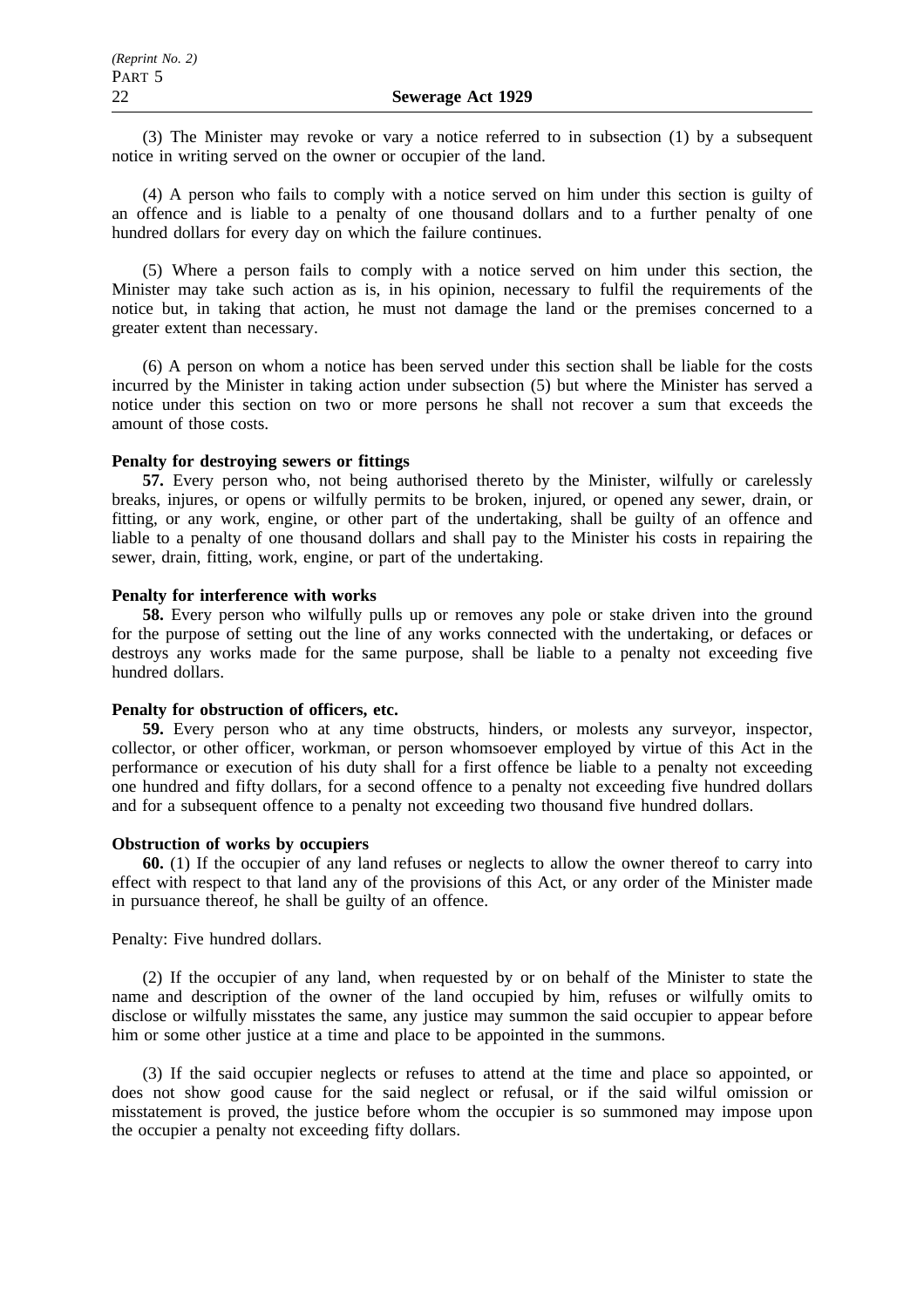(3) The Minister may revoke or vary a notice referred to in subsection (1) by a subsequent notice in writing served on the owner or occupier of the land.

(4) A person who fails to comply with a notice served on him under this section is guilty of an offence and is liable to a penalty of one thousand dollars and to a further penalty of one hundred dollars for every day on which the failure continues.

(5) Where a person fails to comply with a notice served on him under this section, the Minister may take such action as is, in his opinion, necessary to fulfil the requirements of the notice but, in taking that action, he must not damage the land or the premises concerned to a greater extent than necessary.

(6) A person on whom a notice has been served under this section shall be liable for the costs incurred by the Minister in taking action under subsection (5) but where the Minister has served a notice under this section on two or more persons he shall not recover a sum that exceeds the amount of those costs.

**Penalty for destroying sewers or fittings**

**57.** Every person who, not being authorised thereto by the Minister, wilfully or carelessly breaks, injures, or opens or wilfully permits to be broken, injured, or opened any sewer, drain, or fitting, or any work, engine, or other part of the undertaking, shall be guilty of an offence and liable to a penalty of one thousand dollars and shall pay to the Minister his costs in repairing the sewer, drain, fitting, work, engine, or part of the undertaking.

**Penalty for interference with works**

**58.** Every person who wilfully pulls up or removes any pole or stake driven into the ground for the purpose of setting out the line of any works connected with the undertaking, or defaces or destroys any works made for the same purpose, shall be liable to a penalty not exceeding five hundred dollars.

**Penalty for obstruction of officers, etc.**

**59.** Every person who at any time obstructs, hinders, or molests any surveyor, inspector, collector, or other officer, workman, or person whomsoever employed by virtue of this Act in the performance or execution of his duty shall for a first offence be liable to a penalty not exceeding one hundred and fifty dollars, for a second offence to a penalty not exceeding five hundred dollars and for a subsequent offence to a penalty not exceeding two thousand five hundred dollars.

**Obstruction of works by occupiers**

**60.** (1) If the occupier of any land refuses or neglects to allow the owner thereof to carry into effect with respect to that land any of the provisions of this Act, or any order of the Minister made in pursuance thereof, he shall be guilty of an offence.

Penalty: Five hundred dollars.

(2) If the occupier of any land, when requested by or on behalf of the Minister to state the name and description of the owner of the land occupied by him, refuses or wilfully omits to disclose or wilfully misstates the same, any justice may summon the said occupier to appear before him or some other justice at a time and place to be appointed in the summons.

(3) If the said occupier neglects or refuses to attend at the time and place so appointed, or does not show good cause for the said neglect or refusal, or if the said wilful omission or misstatement is proved, the justice before whom the occupier is so summoned may impose upon the occupier a penalty not exceeding fifty dollars.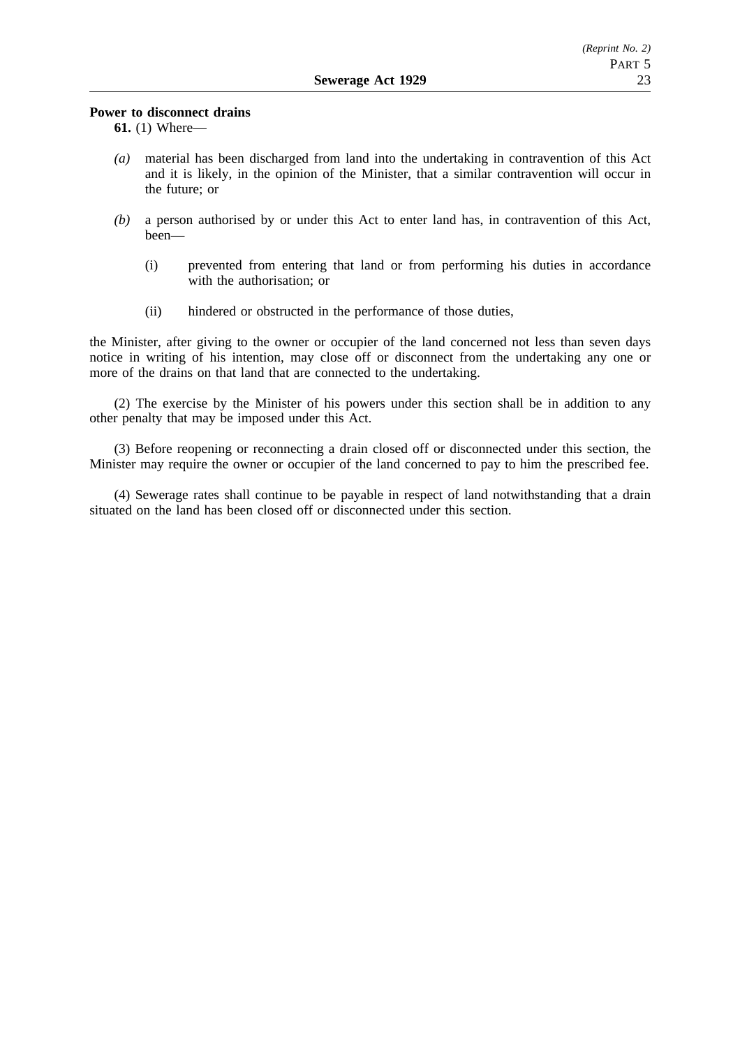**Power to disconnect drains**

**61.** (1) Where—

*(a)* material has been discharged from land into the undertaking in contravention of this Act and it is likely, in the opinion of the Minister, that a similar contravention will occur in the future; or

*(b)* a person authorised by or under this Act to enter land has, in contravention of this Act, been—

(i) prevented from entering that land or from performing his duties in accordance with the authorisation; or

(ii) hindered or obstructed in the performance of those duties,

the Minister, after giving to the owner or occupier of the land concerned not less than seven days notice in writing of his intention, may close off or disconnect from the undertaking any one or more of the drains on that land that are connected to the undertaking.

(2) The exercise by the Minister of his powers under this section shall be in addition to any other penalty that may be imposed under this Act.

(3) Before reopening or reconnecting a drain closed off or disconnected under this section, the Minister may require the owner or occupier of the land concerned to pay to him the prescribed fee.

(4) Sewerage rates shall continue to be payable in respect of land notwithstanding that a drain situated on the land has been closed off or disconnected under this section.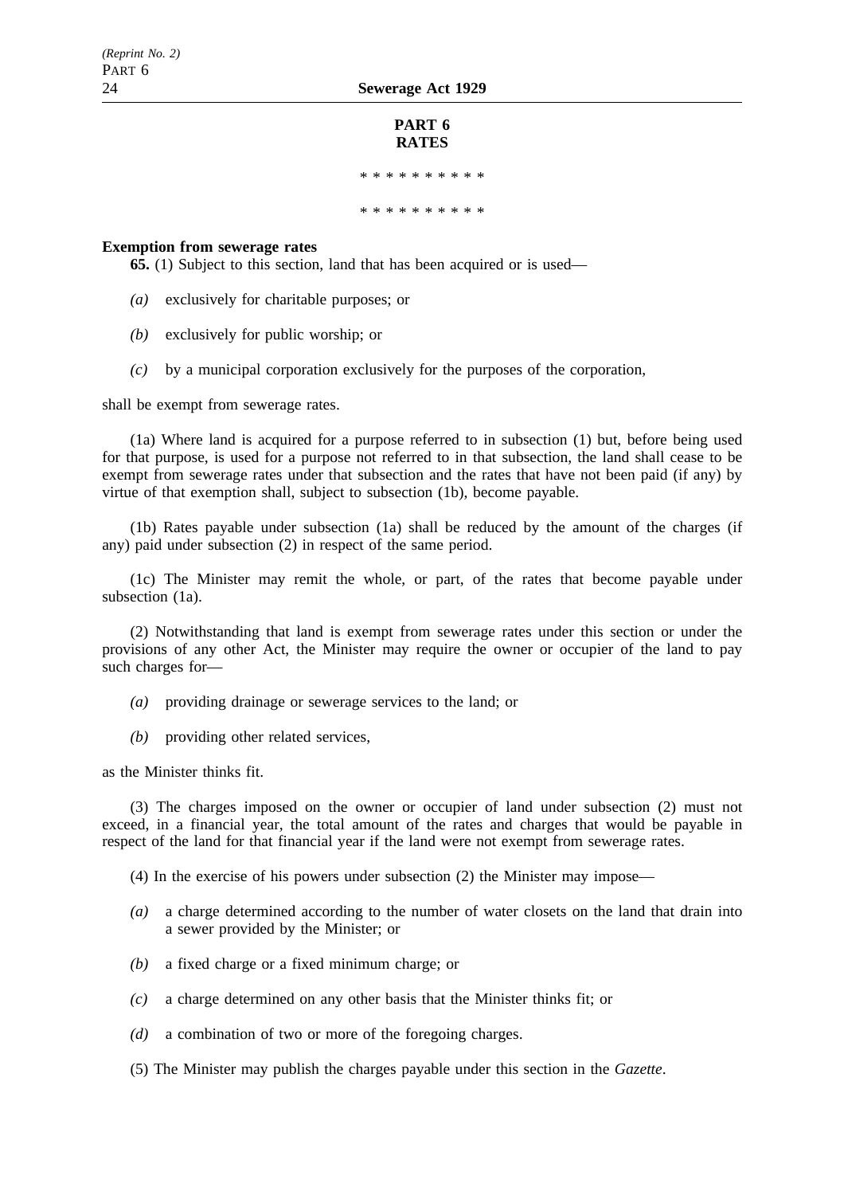## PART 6
## RATES

\* \* \* \* \* \* \* \* \* \*

\* \* \* \* \* \* \* \* \* \*

**Exemption from sewerage rates**

**65.** (1) Subject to this section, land that has been acquired or is used—

*(a)* exclusively for charitable purposes; or

*(b)* exclusively for public worship; or

*(c)* by a municipal corporation exclusively for the purposes of the corporation,

shall be exempt from sewerage rates.

(1a) Where land is acquired for a purpose referred to in subsection (1) but, before being used for that purpose, is used for a purpose not referred to in that subsection, the land shall cease to be exempt from sewerage rates under that subsection and the rates that have not been paid (if any) by virtue of that exemption shall, subject to subsection (1b), become payable.

(1b) Rates payable under subsection (1a) shall be reduced by the amount of the charges (if any) paid under subsection (2) in respect of the same period.

(1c) The Minister may remit the whole, or part, of the rates that become payable under subsection (1a).

(2) Notwithstanding that land is exempt from sewerage rates under this section or under the provisions of any other Act, the Minister may require the owner or occupier of the land to pay such charges for—

*(a)* providing drainage or sewerage services to the land; or

*(b)* providing other related services,

as the Minister thinks fit.

(3) The charges imposed on the owner or occupier of land under subsection (2) must not exceed, in a financial year, the total amount of the rates and charges that would be payable in respect of the land for that financial year if the land were not exempt from sewerage rates.

(4) In the exercise of his powers under subsection (2) the Minister may impose—

*(a)* a charge determined according to the number of water closets on the land that drain into a sewer provided by the Minister; or

*(b)* a fixed charge or a fixed minimum charge; or

*(c)* a charge determined on any other basis that the Minister thinks fit; or

*(d)* a combination of two or more of the foregoing charges.

(5) The Minister may publish the charges payable under this section in the *Gazette*.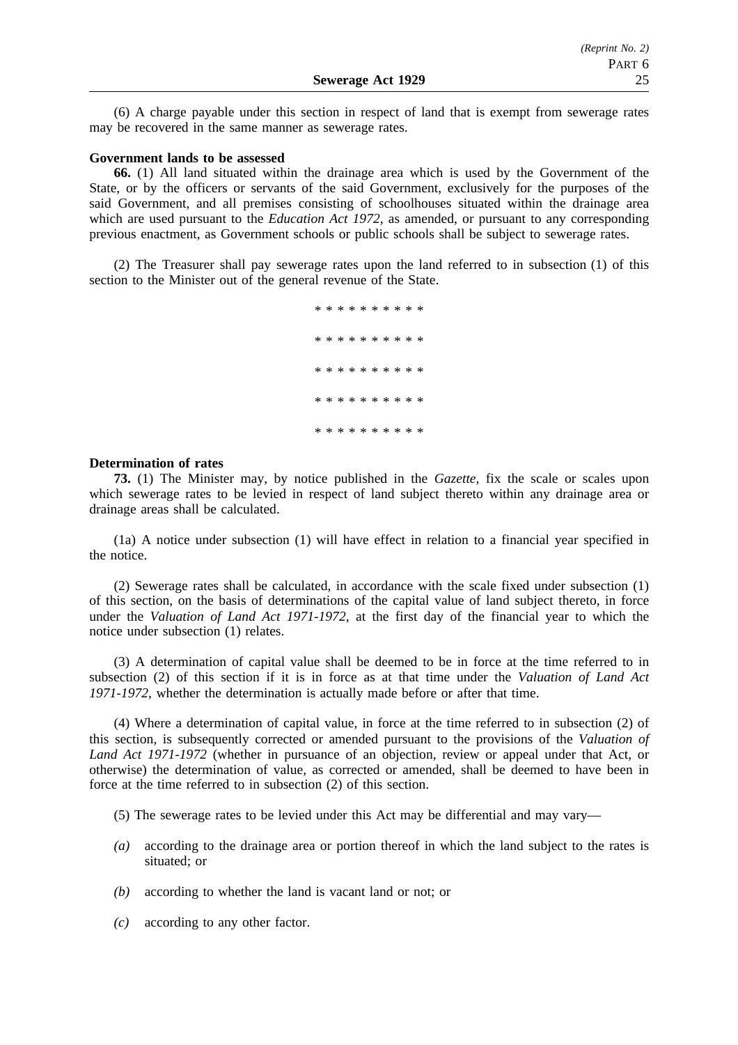(6) A charge payable under this section in respect of land that is exempt from sewerage rates may be recovered in the same manner as sewerage rates.

**Government lands to be assessed**

**66.** (1) All land situated within the drainage area which is used by the Government of the State, or by the officers or servants of the said Government, exclusively for the purposes of the said Government, and all premises consisting of schoolhouses situated within the drainage area which are used pursuant to the *Education Act 1972*, as amended, or pursuant to any corresponding previous enactment, as Government schools or public schools shall be subject to sewerage rates.

(2) The Treasurer shall pay sewerage rates upon the land referred to in subsection (1) of this section to the Minister out of the general revenue of the State.

\* \* \* \* \* \* \* \* \* \*

\* \* \* \* \* \* \* \* \* \*

\* \* \* \* \* \* \* \* \* \*

\* \* \* \* \* \* \* \* \* \*

\* \* \* \* \* \* \* \* \* \*

**Determination of rates**

**73.** (1) The Minister may, by notice published in the *Gazette*, fix the scale or scales upon which sewerage rates to be levied in respect of land subject thereto within any drainage area or drainage areas shall be calculated.

(1a) A notice under subsection (1) will have effect in relation to a financial year specified in the notice.

(2) Sewerage rates shall be calculated, in accordance with the scale fixed under subsection (1) of this section, on the basis of determinations of the capital value of land subject thereto, in force under the *Valuation of Land Act 1971-1972*, at the first day of the financial year to which the notice under subsection (1) relates.

(3) A determination of capital value shall be deemed to be in force at the time referred to in subsection (2) of this section if it is in force as at that time under the *Valuation of Land Act 1971-1972*, whether the determination is actually made before or after that time.

(4) Where a determination of capital value, in force at the time referred to in subsection (2) of this section, is subsequently corrected or amended pursuant to the provisions of the *Valuation of Land Act 1971-1972* (whether in pursuance of an objection, review or appeal under that Act, or otherwise) the determination of value, as corrected or amended, shall be deemed to have been in force at the time referred to in subsection (2) of this section.

(5) The sewerage rates to be levied under this Act may be differential and may vary—

*(a)* according to the drainage area or portion thereof in which the land subject to the rates is situated; or

*(b)* according to whether the land is vacant land or not; or

*(c)* according to any other factor.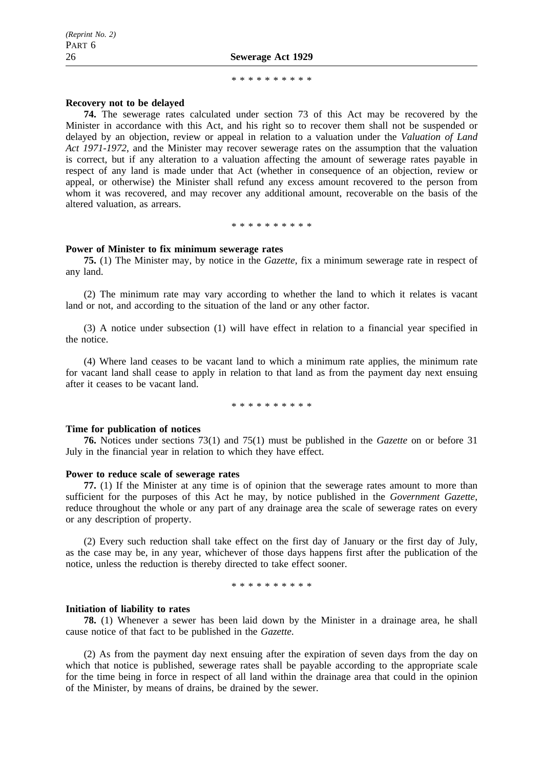\* \* \* \* \* \* \* \* \* \*

**Recovery not to be delayed**

**74.** The sewerage rates calculated under section 73 of this Act may be recovered by the Minister in accordance with this Act, and his right so to recover them shall not be suspended or delayed by an objection, review or appeal in relation to a valuation under the *Valuation of Land Act 1971-1972*, and the Minister may recover sewerage rates on the assumption that the valuation is correct, but if any alteration to a valuation affecting the amount of sewerage rates payable in respect of any land is made under that Act (whether in consequence of an objection, review or appeal, or otherwise) the Minister shall refund any excess amount recovered to the person from whom it was recovered, and may recover any additional amount, recoverable on the basis of the altered valuation, as arrears.

\* \* \* \* \* \* \* \* \* \*

**Power of Minister to fix minimum sewerage rates**

**75.** (1) The Minister may, by notice in the *Gazette*, fix a minimum sewerage rate in respect of any land.

(2) The minimum rate may vary according to whether the land to which it relates is vacant land or not, and according to the situation of the land or any other factor.

(3) A notice under subsection (1) will have effect in relation to a financial year specified in the notice.

(4) Where land ceases to be vacant land to which a minimum rate applies, the minimum rate for vacant land shall cease to apply in relation to that land as from the payment day next ensuing after it ceases to be vacant land.

\* \* \* \* \* \* \* \* \* \*

**Time for publication of notices**

**76.** Notices under sections 73(1) and 75(1) must be published in the *Gazette* on or before 31 July in the financial year in relation to which they have effect.

**Power to reduce scale of sewerage rates**

**77.** (1) If the Minister at any time is of opinion that the sewerage rates amount to more than sufficient for the purposes of this Act he may, by notice published in the *Government Gazette*, reduce throughout the whole or any part of any drainage area the scale of sewerage rates on every or any description of property.

(2) Every such reduction shall take effect on the first day of January or the first day of July, as the case may be, in any year, whichever of those days happens first after the publication of the notice, unless the reduction is thereby directed to take effect sooner.

\* \* \* \* \* \* \* \* \* \*

**Initiation of liability to rates**

**78.** (1) Whenever a sewer has been laid down by the Minister in a drainage area, he shall cause notice of that fact to be published in the *Gazette*.

(2) As from the payment day next ensuing after the expiration of seven days from the day on which that notice is published, sewerage rates shall be payable according to the appropriate scale for the time being in force in respect of all land within the drainage area that could in the opinion of the Minister, by means of drains, be drained by the sewer.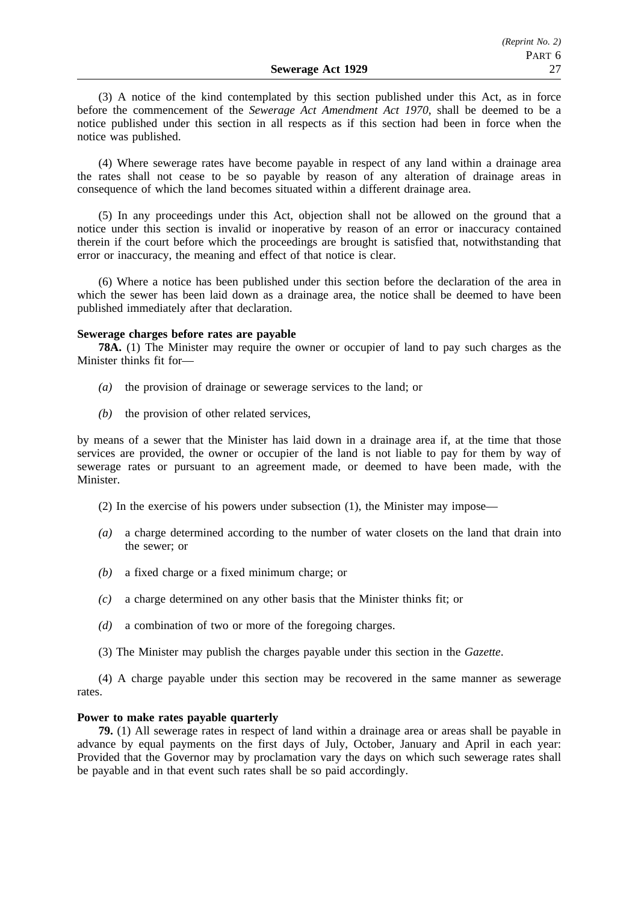(3) A notice of the kind contemplated by this section published under this Act, as in force before the commencement of the *Sewerage Act Amendment Act 1970*, shall be deemed to be a notice published under this section in all respects as if this section had been in force when the notice was published.

(4) Where sewerage rates have become payable in respect of any land within a drainage area the rates shall not cease to be so payable by reason of any alteration of drainage areas in consequence of which the land becomes situated within a different drainage area.

(5) In any proceedings under this Act, objection shall not be allowed on the ground that a notice under this section is invalid or inoperative by reason of an error or inaccuracy contained therein if the court before which the proceedings are brought is satisfied that, notwithstanding that error or inaccuracy, the meaning and effect of that notice is clear.

(6) Where a notice has been published under this section before the declaration of the area in which the sewer has been laid down as a drainage area, the notice shall be deemed to have been published immediately after that declaration.

**Sewerage charges before rates are payable**

**78A.** (1) The Minister may require the owner or occupier of land to pay such charges as the Minister thinks fit for—

*(a)* the provision of drainage or sewerage services to the land; or

*(b)* the provision of other related services,

by means of a sewer that the Minister has laid down in a drainage area if, at the time that those services are provided, the owner or occupier of the land is not liable to pay for them by way of sewerage rates or pursuant to an agreement made, or deemed to have been made, with the Minister.

(2) In the exercise of his powers under subsection (1), the Minister may impose—

*(a)* a charge determined according to the number of water closets on the land that drain into the sewer; or

*(b)* a fixed charge or a fixed minimum charge; or

*(c)* a charge determined on any other basis that the Minister thinks fit; or

*(d)* a combination of two or more of the foregoing charges.

(3) The Minister may publish the charges payable under this section in the *Gazette*.

(4) A charge payable under this section may be recovered in the same manner as sewerage rates.

**Power to make rates payable quarterly**

**79.** (1) All sewerage rates in respect of land within a drainage area or areas shall be payable in advance by equal payments on the first days of July, October, January and April in each year: Provided that the Governor may by proclamation vary the days on which such sewerage rates shall be payable and in that event such rates shall be so paid accordingly.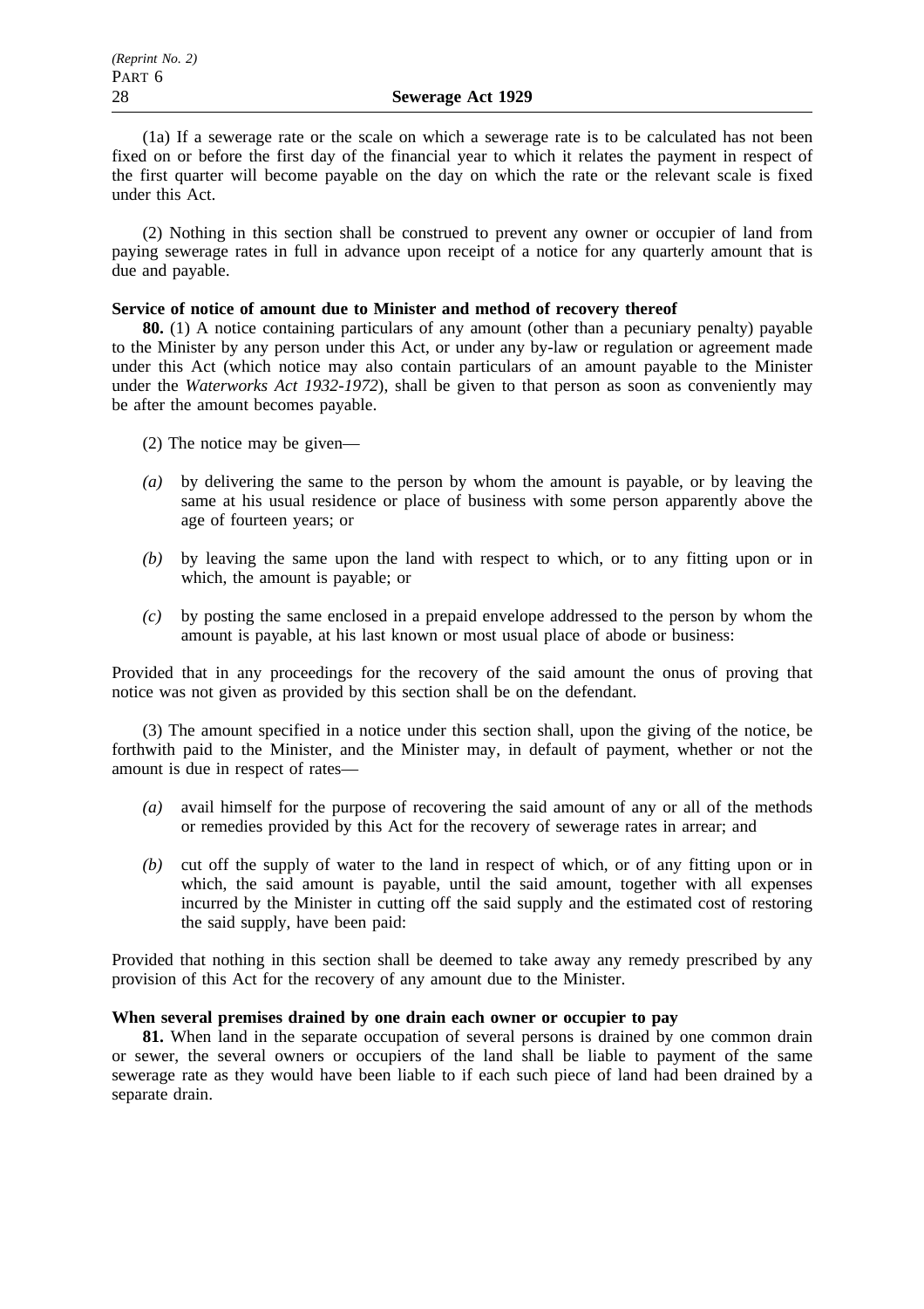(1a) If a sewerage rate or the scale on which a sewerage rate is to be calculated has not been fixed on or before the first day of the financial year to which it relates the payment in respect of the first quarter will become payable on the day on which the rate or the relevant scale is fixed under this Act.

(2) Nothing in this section shall be construed to prevent any owner or occupier of land from paying sewerage rates in full in advance upon receipt of a notice for any quarterly amount that is due and payable.

**Service of notice of amount due to Minister and method of recovery thereof**

**80.** (1) A notice containing particulars of any amount (other than a pecuniary penalty) payable to the Minister by any person under this Act, or under any by-law or regulation or agreement made under this Act (which notice may also contain particulars of an amount payable to the Minister under the *Waterworks Act 1932-1972*), shall be given to that person as soon as conveniently may be after the amount becomes payable.

(2) The notice may be given—

*(a)* by delivering the same to the person by whom the amount is payable, or by leaving the same at his usual residence or place of business with some person apparently above the age of fourteen years; or

*(b)* by leaving the same upon the land with respect to which, or to any fitting upon or in which, the amount is payable; or

*(c)* by posting the same enclosed in a prepaid envelope addressed to the person by whom the amount is payable, at his last known or most usual place of abode or business:

Provided that in any proceedings for the recovery of the said amount the onus of proving that notice was not given as provided by this section shall be on the defendant.

(3) The amount specified in a notice under this section shall, upon the giving of the notice, be forthwith paid to the Minister, and the Minister may, in default of payment, whether or not the amount is due in respect of rates—

*(a)* avail himself for the purpose of recovering the said amount of any or all of the methods or remedies provided by this Act for the recovery of sewerage rates in arrear; and

*(b)* cut off the supply of water to the land in respect of which, or of any fitting upon or in which, the said amount is payable, until the said amount, together with all expenses incurred by the Minister in cutting off the said supply and the estimated cost of restoring the said supply, have been paid:

Provided that nothing in this section shall be deemed to take away any remedy prescribed by any provision of this Act for the recovery of any amount due to the Minister.

**When several premises drained by one drain each owner or occupier to pay**

**81.** When land in the separate occupation of several persons is drained by one common drain or sewer, the several owners or occupiers of the land shall be liable to payment of the same sewerage rate as they would have been liable to if each such piece of land had been drained by a separate drain.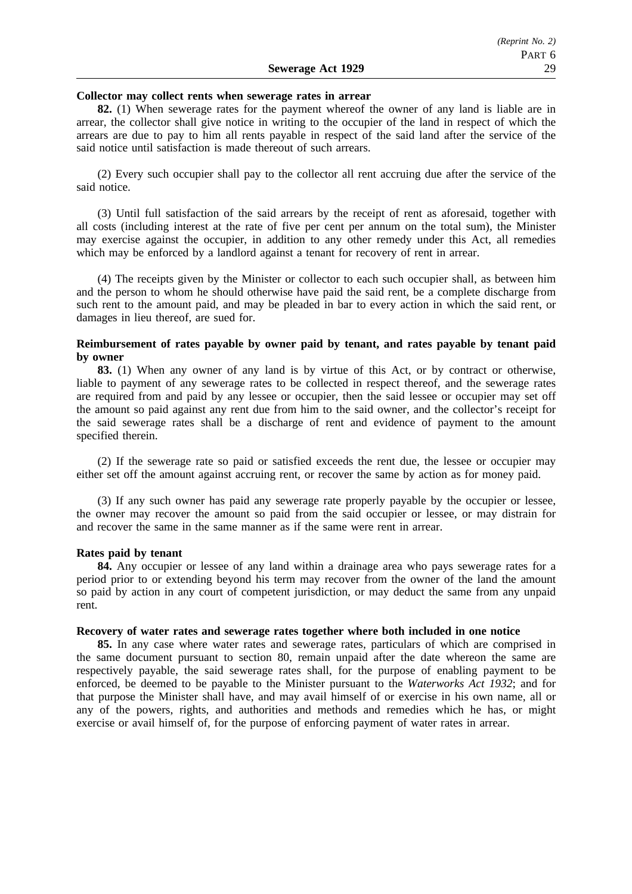**Collector may collect rents when sewerage rates in arrear**

**82.** (1) When sewerage rates for the payment whereof the owner of any land is liable are in arrear, the collector shall give notice in writing to the occupier of the land in respect of which the arrears are due to pay to him all rents payable in respect of the said land after the service of the said notice until satisfaction is made thereout of such arrears.

(2) Every such occupier shall pay to the collector all rent accruing due after the service of the said notice.

(3) Until full satisfaction of the said arrears by the receipt of rent as aforesaid, together with all costs (including interest at the rate of five per cent per annum on the total sum), the Minister may exercise against the occupier, in addition to any other remedy under this Act, all remedies which may be enforced by a landlord against a tenant for recovery of rent in arrear.

(4) The receipts given by the Minister or collector to each such occupier shall, as between him and the person to whom he should otherwise have paid the said rent, be a complete discharge from such rent to the amount paid, and may be pleaded in bar to every action in which the said rent, or damages in lieu thereof, are sued for.

**Reimbursement of rates payable by owner paid by tenant, and rates payable by tenant paid by owner**

**83.** (1) When any owner of any land is by virtue of this Act, or by contract or otherwise, liable to payment of any sewerage rates to be collected in respect thereof, and the sewerage rates are required from and paid by any lessee or occupier, then the said lessee or occupier may set off the amount so paid against any rent due from him to the said owner, and the collector's receipt for the said sewerage rates shall be a discharge of rent and evidence of payment to the amount specified therein.

(2) If the sewerage rate so paid or satisfied exceeds the rent due, the lessee or occupier may either set off the amount against accruing rent, or recover the same by action as for money paid.

(3) If any such owner has paid any sewerage rate properly payable by the occupier or lessee, the owner may recover the amount so paid from the said occupier or lessee, or may distrain for and recover the same in the same manner as if the same were rent in arrear.

**Rates paid by tenant**

**84.** Any occupier or lessee of any land within a drainage area who pays sewerage rates for a period prior to or extending beyond his term may recover from the owner of the land the amount so paid by action in any court of competent jurisdiction, or may deduct the same from any unpaid rent.

**Recovery of water rates and sewerage rates together where both included in one notice**

**85.** In any case where water rates and sewerage rates, particulars of which are comprised in the same document pursuant to section 80, remain unpaid after the date whereon the same are respectively payable, the said sewerage rates shall, for the purpose of enabling payment to be enforced, be deemed to be payable to the Minister pursuant to the *Waterworks Act 1932*; and for that purpose the Minister shall have, and may avail himself of or exercise in his own name, all or any of the powers, rights, and authorities and methods and remedies which he has, or might exercise or avail himself of, for the purpose of enforcing payment of water rates in arrear.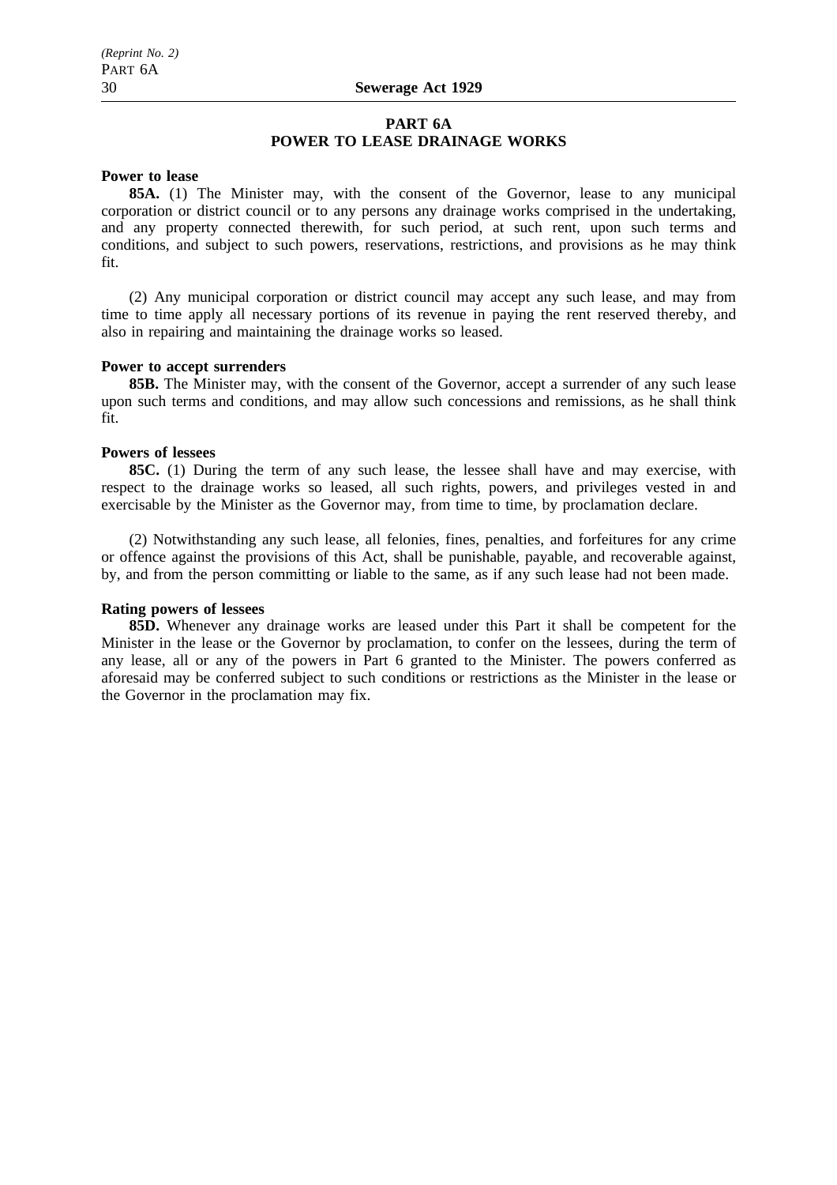## PART 6A
## POWER TO LEASE DRAINAGE WORKS

**Power to lease**

**85A.** (1) The Minister may, with the consent of the Governor, lease to any municipal corporation or district council or to any persons any drainage works comprised in the undertaking, and any property connected therewith, for such period, at such rent, upon such terms and conditions, and subject to such powers, reservations, restrictions, and provisions as he may think fit.

(2) Any municipal corporation or district council may accept any such lease, and may from time to time apply all necessary portions of its revenue in paying the rent reserved thereby, and also in repairing and maintaining the drainage works so leased.

**Power to accept surrenders**

**85B.** The Minister may, with the consent of the Governor, accept a surrender of any such lease upon such terms and conditions, and may allow such concessions and remissions, as he shall think fit.

**Powers of lessees**

**85C.** (1) During the term of any such lease, the lessee shall have and may exercise, with respect to the drainage works so leased, all such rights, powers, and privileges vested in and exercisable by the Minister as the Governor may, from time to time, by proclamation declare.

(2) Notwithstanding any such lease, all felonies, fines, penalties, and forfeitures for any crime or offence against the provisions of this Act, shall be punishable, payable, and recoverable against, by, and from the person committing or liable to the same, as if any such lease had not been made.

**Rating powers of lessees**

**85D.** Whenever any drainage works are leased under this Part it shall be competent for the Minister in the lease or the Governor by proclamation, to confer on the lessees, during the term of any lease, all or any of the powers in Part 6 granted to the Minister. The powers conferred as aforesaid may be conferred subject to such conditions or restrictions as the Minister in the lease or the Governor in the proclamation may fix.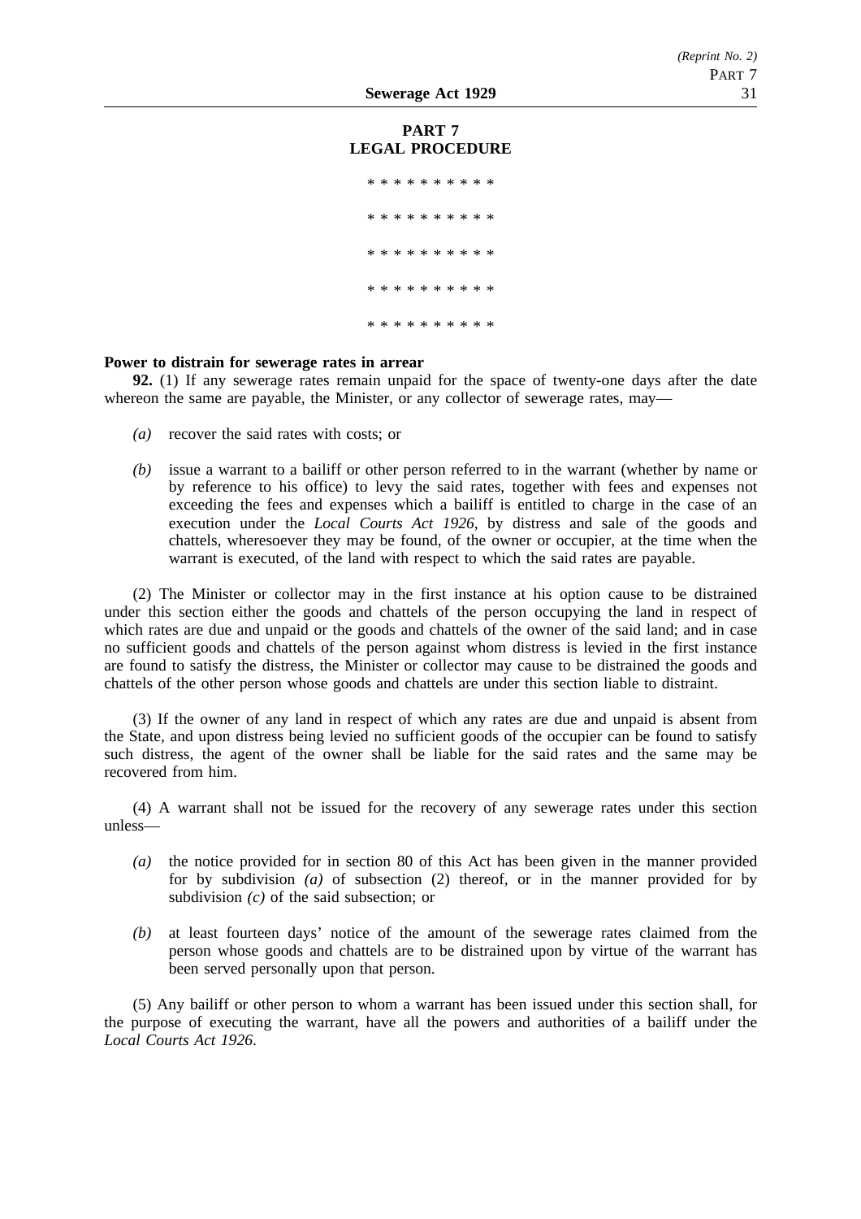## PART 7
## LEGAL PROCEDURE

\* \* \* \* \* \* \* \* \* \*

\* \* \* \* \* \* \* \* \* \*

\* \* \* \* \* \* \* \* \* \*

\* \* \* \* \* \* \* \* \* \*

\* \* \* \* \* \* \* \* \* \*

**Power to distrain for sewerage rates in arrear**

**92.** (1) If any sewerage rates remain unpaid for the space of twenty-one days after the date whereon the same are payable, the Minister, or any collector of sewerage rates, may—

*(a)* recover the said rates with costs; or

*(b)* issue a warrant to a bailiff or other person referred to in the warrant (whether by name or by reference to his office) to levy the said rates, together with fees and expenses not exceeding the fees and expenses which a bailiff is entitled to charge in the case of an execution under the *Local Courts Act 1926*, by distress and sale of the goods and chattels, wheresoever they may be found, of the owner or occupier, at the time when the warrant is executed, of the land with respect to which the said rates are payable.

(2) The Minister or collector may in the first instance at his option cause to be distrained under this section either the goods and chattels of the person occupying the land in respect of which rates are due and unpaid or the goods and chattels of the owner of the said land; and in case no sufficient goods and chattels of the person against whom distress is levied in the first instance are found to satisfy the distress, the Minister or collector may cause to be distrained the goods and chattels of the other person whose goods and chattels are under this section liable to distraint.

(3) If the owner of any land in respect of which any rates are due and unpaid is absent from the State, and upon distress being levied no sufficient goods of the occupier can be found to satisfy such distress, the agent of the owner shall be liable for the said rates and the same may be recovered from him.

(4) A warrant shall not be issued for the recovery of any sewerage rates under this section unless—

*(a)* the notice provided for in section 80 of this Act has been given in the manner provided for by subdivision *(a)* of subsection (2) thereof, or in the manner provided for by subdivision *(c)* of the said subsection; or

*(b)* at least fourteen days' notice of the amount of the sewerage rates claimed from the person whose goods and chattels are to be distrained upon by virtue of the warrant has been served personally upon that person.

(5) Any bailiff or other person to whom a warrant has been issued under this section shall, for the purpose of executing the warrant, have all the powers and authorities of a bailiff under the *Local Courts Act 1926*.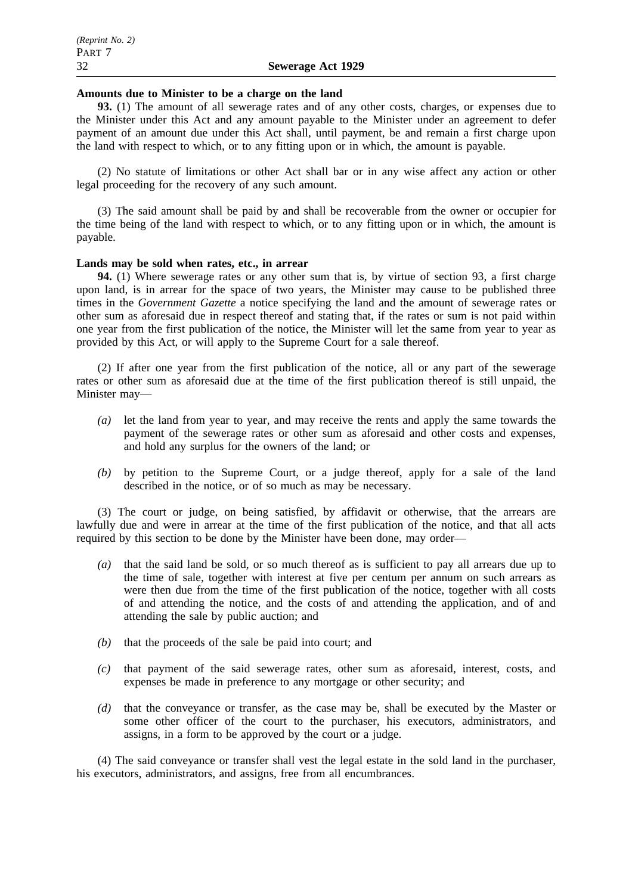**Amounts due to Minister to be a charge on the land**

**93.** (1) The amount of all sewerage rates and of any other costs, charges, or expenses due to the Minister under this Act and any amount payable to the Minister under an agreement to defer payment of an amount due under this Act shall, until payment, be and remain a first charge upon the land with respect to which, or to any fitting upon or in which, the amount is payable.

(2) No statute of limitations or other Act shall bar or in any wise affect any action or other legal proceeding for the recovery of any such amount.

(3) The said amount shall be paid by and shall be recoverable from the owner or occupier for the time being of the land with respect to which, or to any fitting upon or in which, the amount is payable.

**Lands may be sold when rates, etc., in arrear**

**94.** (1) Where sewerage rates or any other sum that is, by virtue of section 93, a first charge upon land, is in arrear for the space of two years, the Minister may cause to be published three times in the *Government Gazette* a notice specifying the land and the amount of sewerage rates or other sum as aforesaid due in respect thereof and stating that, if the rates or sum is not paid within one year from the first publication of the notice, the Minister will let the same from year to year as provided by this Act, or will apply to the Supreme Court for a sale thereof.

(2) If after one year from the first publication of the notice, all or any part of the sewerage rates or other sum as aforesaid due at the time of the first publication thereof is still unpaid, the Minister may—

*(a)* let the land from year to year, and may receive the rents and apply the same towards the payment of the sewerage rates or other sum as aforesaid and other costs and expenses, and hold any surplus for the owners of the land; or

*(b)* by petition to the Supreme Court, or a judge thereof, apply for a sale of the land described in the notice, or of so much as may be necessary.

(3) The court or judge, on being satisfied, by affidavit or otherwise, that the arrears are lawfully due and were in arrear at the time of the first publication of the notice, and that all acts required by this section to be done by the Minister have been done, may order—

*(a)* that the said land be sold, or so much thereof as is sufficient to pay all arrears due up to the time of sale, together with interest at five per centum per annum on such arrears as were then due from the time of the first publication of the notice, together with all costs of and attending the notice, and the costs of and attending the application, and of and attending the sale by public auction; and

*(b)* that the proceeds of the sale be paid into court; and

*(c)* that payment of the said sewerage rates, other sum as aforesaid, interest, costs, and expenses be made in preference to any mortgage or other security; and

*(d)* that the conveyance or transfer, as the case may be, shall be executed by the Master or some other officer of the court to the purchaser, his executors, administrators, and assigns, in a form to be approved by the court or a judge.

(4) The said conveyance or transfer shall vest the legal estate in the sold land in the purchaser, his executors, administrators, and assigns, free from all encumbrances.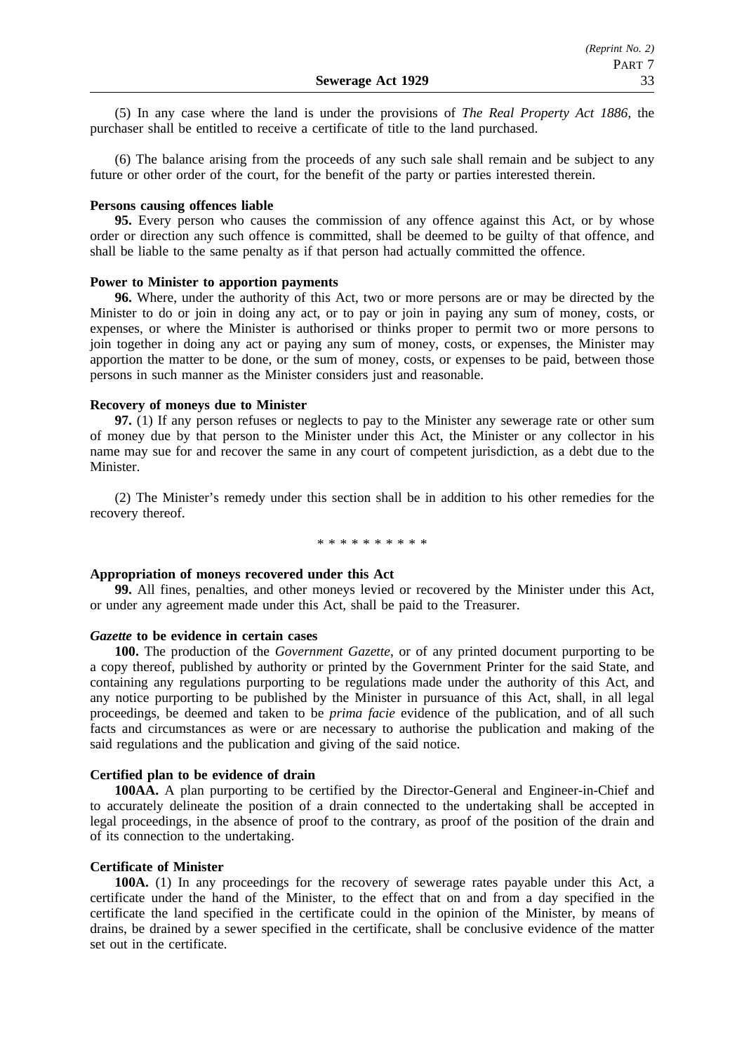(5) In any case where the land is under the provisions of *The Real Property Act 1886*, the purchaser shall be entitled to receive a certificate of title to the land purchased.

(6) The balance arising from the proceeds of any such sale shall remain and be subject to any future or other order of the court, for the benefit of the party or parties interested therein.

**Persons causing offences liable**

**95.** Every person who causes the commission of any offence against this Act, or by whose order or direction any such offence is committed, shall be deemed to be guilty of that offence, and shall be liable to the same penalty as if that person had actually committed the offence.

**Power to Minister to apportion payments**

**96.** Where, under the authority of this Act, two or more persons are or may be directed by the Minister to do or join in doing any act, or to pay or join in paying any sum of money, costs, or expenses, or where the Minister is authorised or thinks proper to permit two or more persons to join together in doing any act or paying any sum of money, costs, or expenses, the Minister may apportion the matter to be done, or the sum of money, costs, or expenses to be paid, between those persons in such manner as the Minister considers just and reasonable.

**Recovery of moneys due to Minister**

**97.** (1) If any person refuses or neglects to pay to the Minister any sewerage rate or other sum of money due by that person to the Minister under this Act, the Minister or any collector in his name may sue for and recover the same in any court of competent jurisdiction, as a debt due to the Minister.

(2) The Minister's remedy under this section shall be in addition to his other remedies for the recovery thereof.

\* \* \* \* \* \* \* \* \* \*

**Appropriation of moneys recovered under this Act**

**99.** All fines, penalties, and other moneys levied or recovered by the Minister under this Act, or under any agreement made under this Act, shall be paid to the Treasurer.

***Gazette* to be evidence in certain cases**

**100.** The production of the *Government Gazette*, or of any printed document purporting to be a copy thereof, published by authority or printed by the Government Printer for the said State, and containing any regulations purporting to be regulations made under the authority of this Act, and any notice purporting to be published by the Minister in pursuance of this Act, shall, in all legal proceedings, be deemed and taken to be *prima facie* evidence of the publication, and of all such facts and circumstances as were or are necessary to authorise the publication and making of the said regulations and the publication and giving of the said notice.

**Certified plan to be evidence of drain**

**100AA.** A plan purporting to be certified by the Director-General and Engineer-in-Chief and to accurately delineate the position of a drain connected to the undertaking shall be accepted in legal proceedings, in the absence of proof to the contrary, as proof of the position of the drain and of its connection to the undertaking.

**Certificate of Minister**

**100A.** (1) In any proceedings for the recovery of sewerage rates payable under this Act, a certificate under the hand of the Minister, to the effect that on and from a day specified in the certificate the land specified in the certificate could in the opinion of the Minister, by means of drains, be drained by a sewer specified in the certificate, shall be conclusive evidence of the matter set out in the certificate.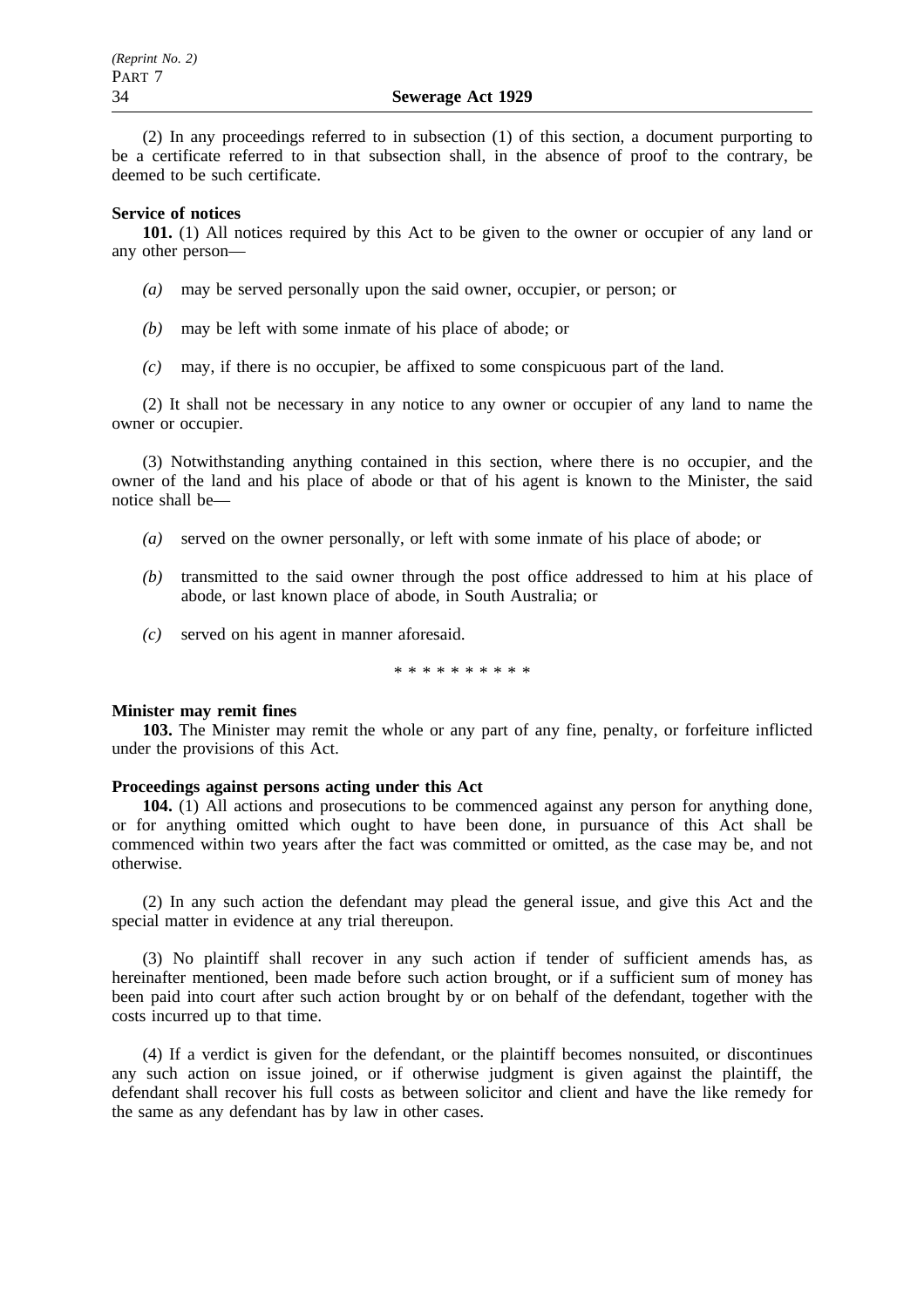(2) In any proceedings referred to in subsection (1) of this section, a document purporting to be a certificate referred to in that subsection shall, in the absence of proof to the contrary, be deemed to be such certificate.

**Service of notices**

**101.** (1) All notices required by this Act to be given to the owner or occupier of any land or any other person—

*(a)* may be served personally upon the said owner, occupier, or person; or

*(b)* may be left with some inmate of his place of abode; or

*(c)* may, if there is no occupier, be affixed to some conspicuous part of the land.

(2) It shall not be necessary in any notice to any owner or occupier of any land to name the owner or occupier.

(3) Notwithstanding anything contained in this section, where there is no occupier, and the owner of the land and his place of abode or that of his agent is known to the Minister, the said notice shall be—

*(a)* served on the owner personally, or left with some inmate of his place of abode; or

*(b)* transmitted to the said owner through the post office addressed to him at his place of abode, or last known place of abode, in South Australia; or

*(c)* served on his agent in manner aforesaid.

\* \* \* \* \* \* \* \* \* \*

**Minister may remit fines**

**103.** The Minister may remit the whole or any part of any fine, penalty, or forfeiture inflicted under the provisions of this Act.

**Proceedings against persons acting under this Act**

**104.** (1) All actions and prosecutions to be commenced against any person for anything done, or for anything omitted which ought to have been done, in pursuance of this Act shall be commenced within two years after the fact was committed or omitted, as the case may be, and not otherwise.

(2) In any such action the defendant may plead the general issue, and give this Act and the special matter in evidence at any trial thereupon.

(3) No plaintiff shall recover in any such action if tender of sufficient amends has, as hereinafter mentioned, been made before such action brought, or if a sufficient sum of money has been paid into court after such action brought by or on behalf of the defendant, together with the costs incurred up to that time.

(4) If a verdict is given for the defendant, or the plaintiff becomes nonsuited, or discontinues any such action on issue joined, or if otherwise judgment is given against the plaintiff, the defendant shall recover his full costs as between solicitor and client and have the like remedy for the same as any defendant has by law in other cases.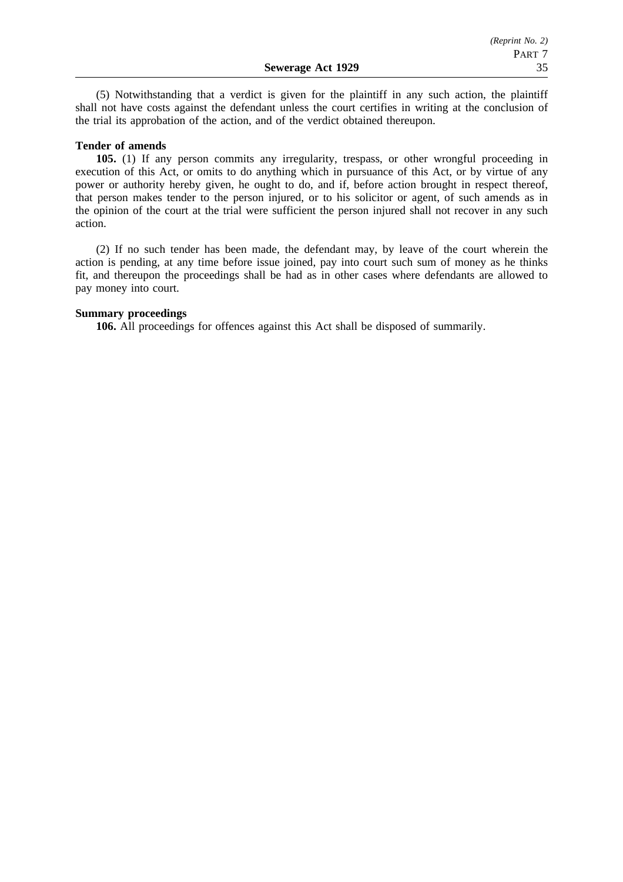(5) Notwithstanding that a verdict is given for the plaintiff in any such action, the plaintiff shall not have costs against the defendant unless the court certifies in writing at the conclusion of the trial its approbation of the action, and of the verdict obtained thereupon.

**Tender of amends**

**105.** (1) If any person commits any irregularity, trespass, or other wrongful proceeding in execution of this Act, or omits to do anything which in pursuance of this Act, or by virtue of any power or authority hereby given, he ought to do, and if, before action brought in respect thereof, that person makes tender to the person injured, or to his solicitor or agent, of such amends as in the opinion of the court at the trial were sufficient the person injured shall not recover in any such action.

(2) If no such tender has been made, the defendant may, by leave of the court wherein the action is pending, at any time before issue joined, pay into court such sum of money as he thinks fit, and thereupon the proceedings shall be had as in other cases where defendants are allowed to pay money into court.

**Summary proceedings**

**106.** All proceedings for offences against this Act shall be disposed of summarily.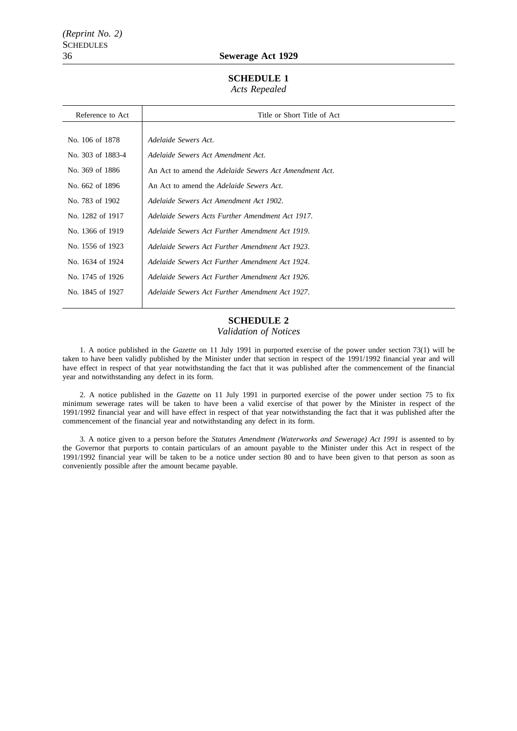## SCHEDULE 1

*Acts Repealed*

| Reference to Act | Title or Short Title of Act |
|---|---|
| No. 106 of 1878 | *Adelaide Sewers Act*. |
| No. 303 of 1883-4 | *Adelaide Sewers Act Amendment Act*. |
| No. 369 of 1886 | An Act to amend the *Adelaide Sewers Act Amendment Act*. |
| No. 662 of 1896 | An Act to amend the *Adelaide Sewers Act*. |
| No. 783 of 1902 | *Adelaide Sewers Act Amendment Act 1902*. |
| No. 1282 of 1917 | *Adelaide Sewers Acts Further Amendment Act 1917*. |
| No. 1366 of 1919 | *Adelaide Sewers Act Further Amendment Act 1919*. |
| No. 1556 of 1923 | *Adelaide Sewers Act Further Amendment Act 1923*. |
| No. 1634 of 1924 | *Adelaide Sewers Act Further Amendment Act 1924*. |
| No. 1745 of 1926 | *Adelaide Sewers Act Further Amendment Act 1926*. |
| No. 1845 of 1927 | *Adelaide Sewers Act Further Amendment Act 1927*. |

## SCHEDULE 2

*Validation of Notices*

1. A notice published in the *Gazette* on 11 July 1991 in purported exercise of the power under section 73(1) will be taken to have been validly published by the Minister under that section in respect of the 1991/1992 financial year and will have effect in respect of that year notwithstanding the fact that it was published after the commencement of the financial year and notwithstanding any defect in its form.

2. A notice published in the *Gazette* on 11 July 1991 in purported exercise of the power under section 75 to fix minimum sewerage rates will be taken to have been a valid exercise of that power by the Minister in respect of the 1991/1992 financial year and will have effect in respect of that year notwithstanding the fact that it was published after the commencement of the financial year and notwithstanding any defect in its form.

3. A notice given to a person before the *Statutes Amendment (Waterworks and Sewerage) Act 1991* is assented to by the Governor that purports to contain particulars of an amount payable to the Minister under this Act in respect of the 1991/1992 financial year will be taken to be a notice under section 80 and to have been given to that person as soon as conveniently possible after the amount became payable.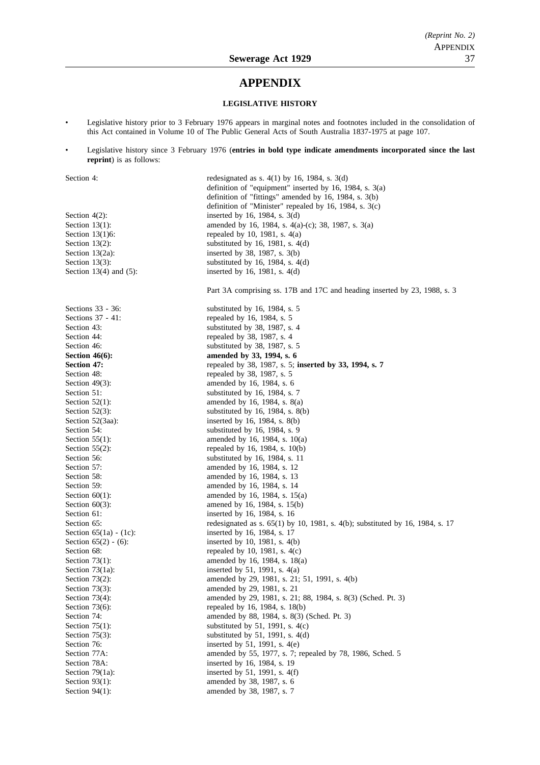# APPENDIX

## LEGISLATIVE HISTORY

- Legislative history prior to 3 February 1976 appears in marginal notes and footnotes included in the consolidation of this Act contained in Volume 10 of The Public General Acts of South Australia 1837-1975 at page 107.
- Legislative history since 3 February 1976 (**entries in bold type indicate amendments incorporated since the last reprint**) is as follows:

| | |
|---|---|
| Section 4: | redesignated as s. 4(1) by 16, 1984, s. 3(d) |
| | definition of "equipment" inserted by 16, 1984, s. 3(a) |
| | definition of "fittings" amended by 16, 1984, s. 3(b) |
| | definition of "Minister" repealed by 16, 1984, s. 3(c) |
| Section 4(2): | inserted by 16, 1984, s. 3(d) |
| Section 13(1): | amended by 16, 1984, s. 4(a)-(c); 38, 1987, s. 3(a) |
| Section 13(1)6: | repealed by 10, 1981, s. 4(a) |
| Section 13(2): | substituted by 16, 1981, s. 4(d) |
| Section 13(2a): | inserted by 38, 1987, s. 3(b) |
| Section 13(3): | substituted by 16, 1984, s. 4(d) |
| Section 13(4) and (5): | inserted by 16, 1981, s. 4(d) |
| | Part 3A comprising ss. 17B and 17C and heading inserted by 23, 1988, s. 3 |
| Sections 33 - 36: | substituted by 16, 1984, s. 5 |
| Sections 37 - 41: | repealed by 16, 1984, s. 5 |
| Section 43: | substituted by 38, 1987, s. 4 |
| Section 44: | repealed by 38, 1987, s. 4 |
| Section 46: | substituted by 38, 1987, s. 5 |
| **Section 46(6):** | **amended by 33, 1994, s. 6** |
| **Section 47:** | repealed by 38, 1987, s. 5; **inserted by 33, 1994, s. 7** |
| Section 48: | repealed by 38, 1987, s. 5 |
| Section 49(3): | amended by 16, 1984, s. 6 |
| Section 51: | substituted by 16, 1984, s. 7 |
| Section 52(1): | amended by 16, 1984, s. 8(a) |
| Section 52(3): | substituted by 16, 1984, s. 8(b) |
| Section 52(3aa): | inserted by 16, 1984, s. 8(b) |
| Section 54: | substituted by 16, 1984, s. 9 |
| Section 55(1): | amended by 16, 1984, s. 10(a) |
| Section 55(2): | repealed by 16, 1984, s. 10(b) |
| Section 56: | substituted by 16, 1984, s. 11 |
| Section 57: | amended by 16, 1984, s. 12 |
| Section 58: | amended by 16, 1984, s. 13 |
| Section 59: | amended by 16, 1984, s. 14 |
| Section 60(1): | amended by 16, 1984, s. 15(a) |
| Section 60(3): | amened by 16, 1984, s. 15(b) |
| Section 61: | inserted by 16, 1984, s. 16 |
| Section 65: | redesignated as s. 65(1) by 10, 1981, s. 4(b); substituted by 16, 1984, s. 17 |
| Section 65(1a) - (1c): | inserted by 16, 1984, s. 17 |
| Section 65(2) - (6): | inserted by 10, 1981, s. 4(b) |
| Section 68: | repealed by 10, 1981, s. 4(c) |
| Section 73(1): | amended by 16, 1984, s. 18(a) |
| Section 73(1a): | inserted by 51, 1991, s. 4(a) |
| Section 73(2): | amended by 29, 1981, s. 21; 51, 1991, s. 4(b) |
| Section 73(3): | amended by 29, 1981, s. 21 |
| Section 73(4): | amended by 29, 1981, s. 21; 88, 1984, s. 8(3) (Sched. Pt. 3) |
| Section 73(6): | repealed by 16, 1984, s. 18(b) |
| Section 74: | amended by 88, 1984, s. 8(3) (Sched. Pt. 3) |
| Section 75(1): | substituted by 51, 1991, s. 4(c) |
| Section 75(3): | substituted by 51, 1991, s. 4(d) |
| Section 76: | inserted by 51, 1991, s. 4(e) |
| Section 77A: | amended by 55, 1977, s. 7; repealed by 78, 1986, Sched. 5 |
| Section 78A: | inserted by 16, 1984, s. 19 |
| Section 79(1a): | inserted by 51, 1991, s. 4(f) |
| Section 93(1): | amended by 38, 1987, s. 6 |
| Section 94(1): | amended by 38, 1987, s. 7 |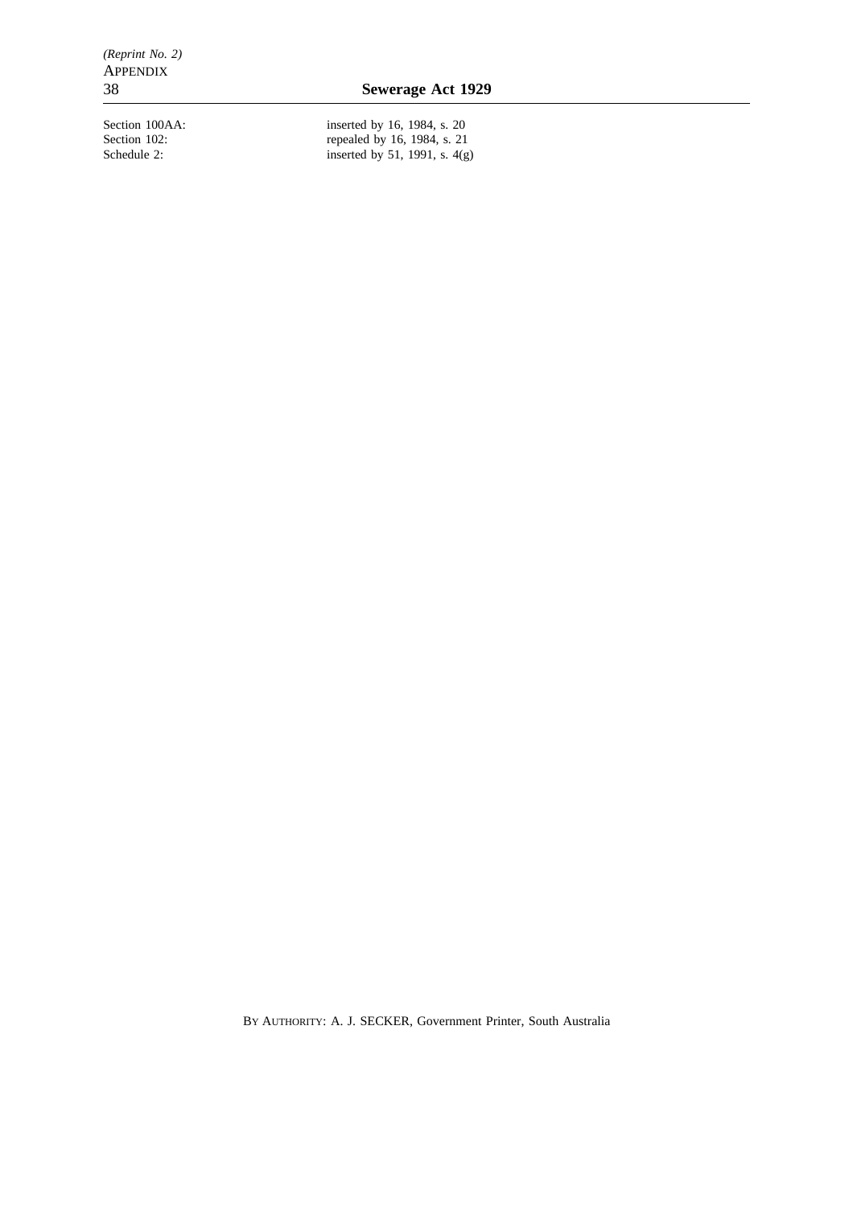| | |
|---|---|
| Section 100AA: | inserted by 16, 1984, s. 20 |
| Section 102: | repealed by 16, 1984, s. 21 |
| Schedule 2: | inserted by 51, 1991, s. 4(g) |

BY AUTHORITY: A. J. SECKER, Government Printer, South Australia